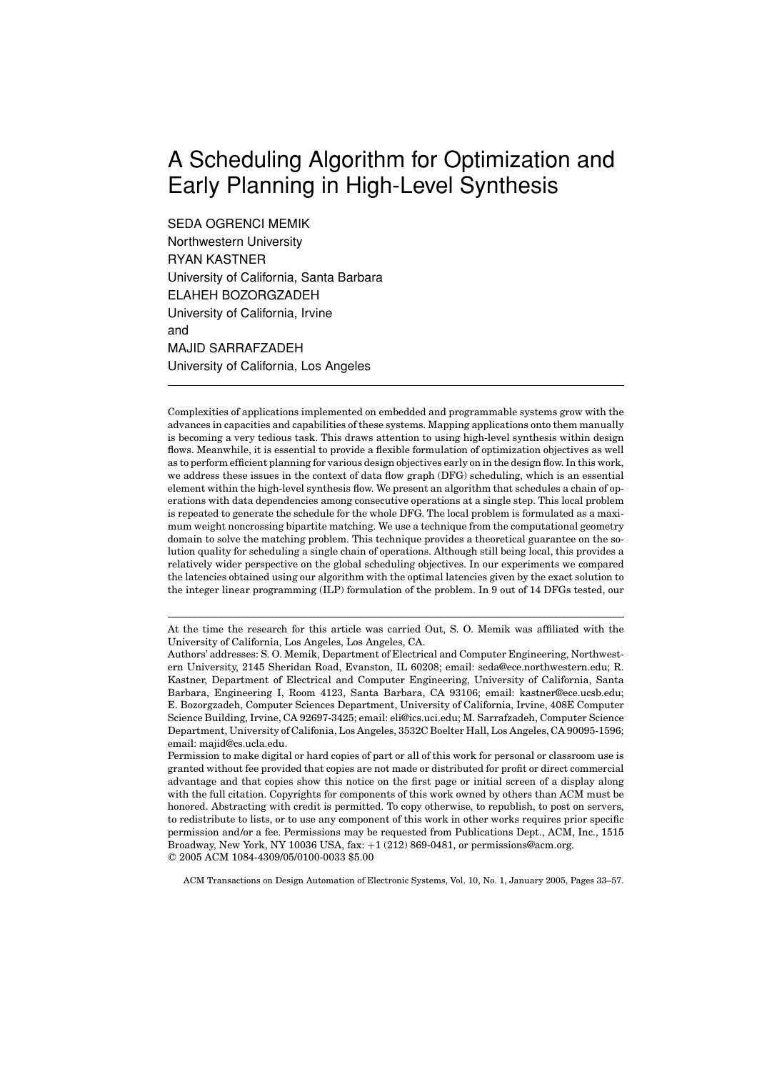# A Scheduling Algorithm for Optimization and Early Planning in High-Level Synthesis

SEDA OGRENCI MEMIK
Northwestern University
RYAN KASTNER
University of California, Santa Barbara
ELAHEH BOZORGZADEH
University of California, Irvine
and
MAJID SARRAFZADEH
University of California, Los Angeles

---

Complexities of applications implemented on embedded and programmable systems grow with the advances in capacities and capabilities of these systems. Mapping applications onto them manually is becoming a very tedious task. This draws attention to using high-level synthesis within design flows. Meanwhile, it is essential to provide a flexible formulation of optimization objectives as well as to perform efficient planning for various design objectives early on in the design flow. In this work, we address these issues in the context of data flow graph (DFG) scheduling, which is an essential element within the high-level synthesis flow. We present an algorithm that schedules a chain of operations with data dependencies among consecutive operations at a single step. This local problem is repeated to generate the schedule for the whole DFG. The local problem is formulated as a maximum weight noncrossing bipartite matching. We use a technique from the computational geometry domain to solve the matching problem. This technique provides a theoretical guarantee on the solution quality for scheduling a single chain of operations. Although still being local, this provides a relatively wider perspective on the global scheduling objectives. In our experiments we compared the latencies obtained using our algorithm with the optimal latencies given by the exact solution to the integer linear programming (ILP) formulation of the problem. In 9 out of 14 DFGs tested, our

---

At the time the research for this article was carried Out, S. O. Memik was affiliated with the University of California, Los Angeles, Los Angeles, CA.

Authors' addresses: S. O. Memik, Department of Electrical and Computer Engineering, Northwestern University, 2145 Sheridan Road, Evanston, IL 60208; email: seda@ece.northwestern.edu; R. Kastner, Department of Electrical and Computer Engineering, University of California, Santa Barbara, Engineering I, Room 4123, Santa Barbara, CA 93106; email: kastner@ece.ucsb.edu; E. Bozorgzadeh, Computer Sciences Department, University of California, Irvine, 408E Computer Science Building, Irvine, CA 92697-3425; email: eli@ics.uci.edu; M. Sarrafzadeh, Computer Science Department, University of Califonia, Los Angeles, 3532C Boelter Hall, Los Angeles, CA 90095-1596; email: majid@cs.ucla.edu.

Permission to make digital or hard copies of part or all of this work for personal or classroom use is granted without fee provided that copies are not made or distributed for profit or direct commercial advantage and that copies show this notice on the first page or initial screen of a display along with the full citation. Copyrights for components of this work owned by others than ACM must be honored. Abstracting with credit is permitted. To copy otherwise, to republish, to post on servers, to redistribute to lists, or to use any component of this work in other works requires prior specific permission and/or a fee. Permissions may be requested from Publications Dept., ACM, Inc., 1515 Broadway, New York, NY 10036 USA, fax: +1 (212) 869-0481, or permissions@acm.org.
© 2005 ACM 1084-4309/05/0100-0033 $5.00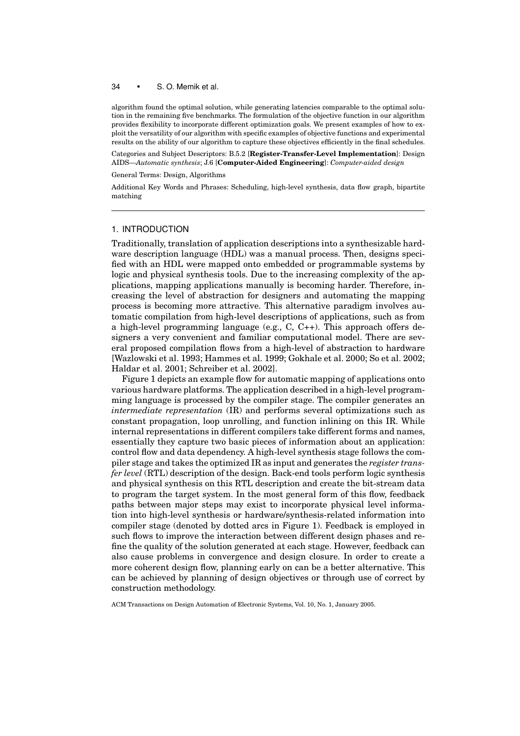algorithm found the optimal solution, while generating latencies comparable to the optimal solution in the remaining five benchmarks. The formulation of the objective function in our algorithm provides flexibility to incorporate different optimization goals. We present examples of how to exploit the versatility of our algorithm with specific examples of objective functions and experimental results on the ability of our algorithm to capture these objectives efficiently in the final schedules.

Categories and Subject Descriptors: B.5.2 [**Register-Transfer-Level Implementation**]: Design AIDS—*Automatic synthesis*; J.6 [**Computer-Aided Engineering**]: *Computer-aided design*

General Terms: Design, Algorithms

Additional Key Words and Phrases: Scheduling, high-level synthesis, data flow graph, bipartite matching

## 1. INTRODUCTION

Traditionally, translation of application descriptions into a synthesizable hardware description language (HDL) was a manual process. Then, designs specified with an HDL were mapped onto embedded or programmable systems by logic and physical synthesis tools. Due to the increasing complexity of the applications, mapping applications manually is becoming harder. Therefore, increasing the level of abstraction for designers and automating the mapping process is becoming more attractive. This alternative paradigm involves automatic compilation from high-level descriptions of applications, such as from a high-level programming language (e.g., C, C++). This approach offers designers a very convenient and familiar computational model. There are several proposed compilation flows from a high-level of abstraction to hardware [Wazlowski et al. 1993; Hammes et al. 1999; Gokhale et al. 2000; So et al. 2002; Haldar et al. 2001; Schreiber et al. 2002].

Figure 1 depicts an example flow for automatic mapping of applications onto various hardware platforms. The application described in a high-level programming language is processed by the compiler stage. The compiler generates an *intermediate representation* (IR) and performs several optimizations such as constant propagation, loop unrolling, and function inlining on this IR. While internal representations in different compilers take different forms and names, essentially they capture two basic pieces of information about an application: control flow and data dependency. A high-level synthesis stage follows the compiler stage and takes the optimized IR as input and generates the *register transfer level* (RTL) description of the design. Back-end tools perform logic synthesis and physical synthesis on this RTL description and create the bit-stream data to program the target system. In the most general form of this flow, feedback paths between major steps may exist to incorporate physical level information into high-level synthesis or hardware/synthesis-related information into compiler stage (denoted by dotted arcs in Figure 1). Feedback is employed in such flows to improve the interaction between different design phases and refine the quality of the solution generated at each stage. However, feedback can also cause problems in convergence and design closure. In order to create a more coherent design flow, planning early on can be a better alternative. This can be achieved by planning of design objectives or through use of correct by construction methodology.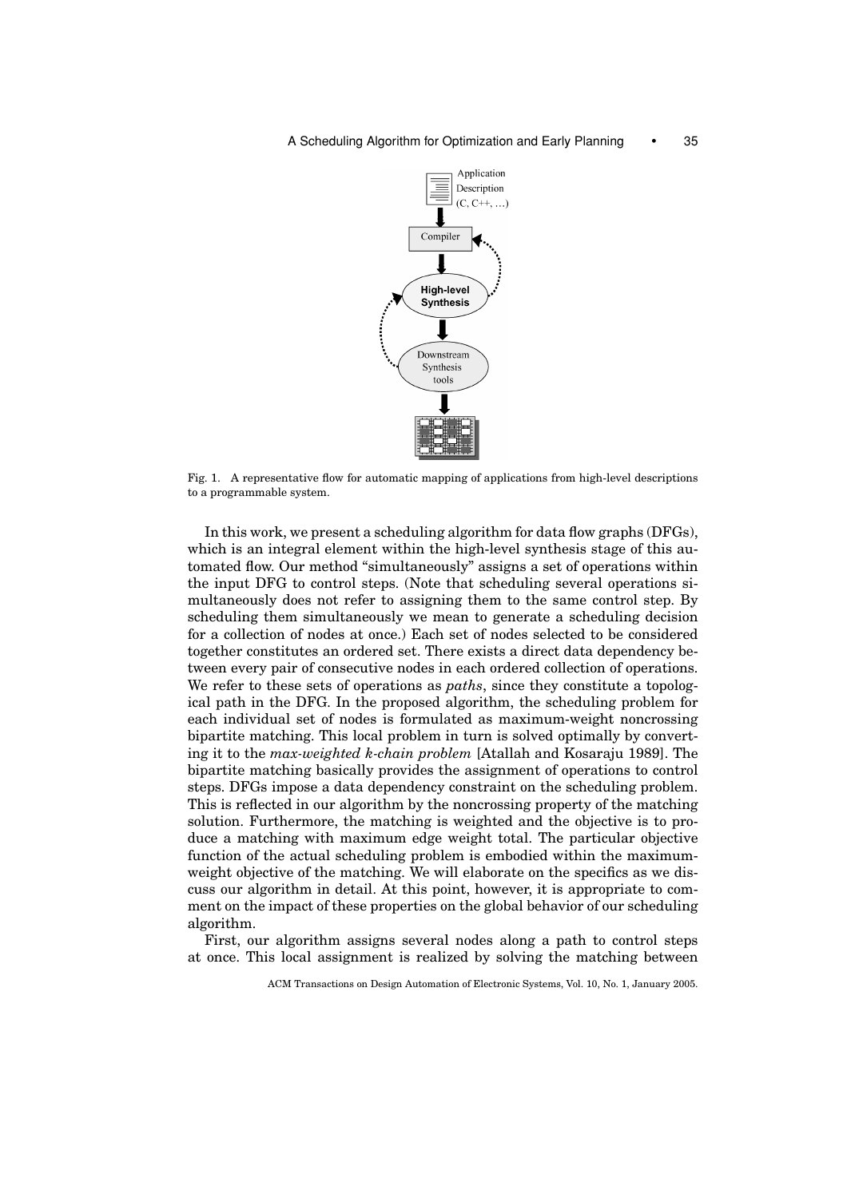Application Description (C, C++, ...)

Compiler

High-level Synthesis

Downstream Synthesis tools

Fig. 1. A representative flow for automatic mapping of applications from high-level descriptions to a programmable system.

In this work, we present a scheduling algorithm for data flow graphs (DFGs), which is an integral element within the high-level synthesis stage of this automated flow. Our method "simultaneously" assigns a set of operations within the input DFG to control steps. (Note that scheduling several operations simultaneously does not refer to assigning them to the same control step. By scheduling them simultaneously we mean to generate a scheduling decision for a collection of nodes at once.) Each set of nodes selected to be considered together constitutes an ordered set. There exists a direct data dependency between every pair of consecutive nodes in each ordered collection of operations. We refer to these sets of operations as *paths*, since they constitute a topological path in the DFG. In the proposed algorithm, the scheduling problem for each individual set of nodes is formulated as maximum-weight noncrossing bipartite matching. This local problem in turn is solved optimally by converting it to the *max-weighted k-chain problem* [Atallah and Kosaraju 1989]. The bipartite matching basically provides the assignment of operations to control steps. DFGs impose a data dependency constraint on the scheduling problem. This is reflected in our algorithm by the noncrossing property of the matching solution. Furthermore, the matching is weighted and the objective is to produce a matching with maximum edge weight total. The particular objective function of the actual scheduling problem is embodied within the maximum-weight objective of the matching. We will elaborate on the specifics as we discuss our algorithm in detail. At this point, however, it is appropriate to comment on the impact of these properties on the global behavior of our scheduling algorithm.

First, our algorithm assigns several nodes along a path to control steps at once. This local assignment is realized by solving the matching between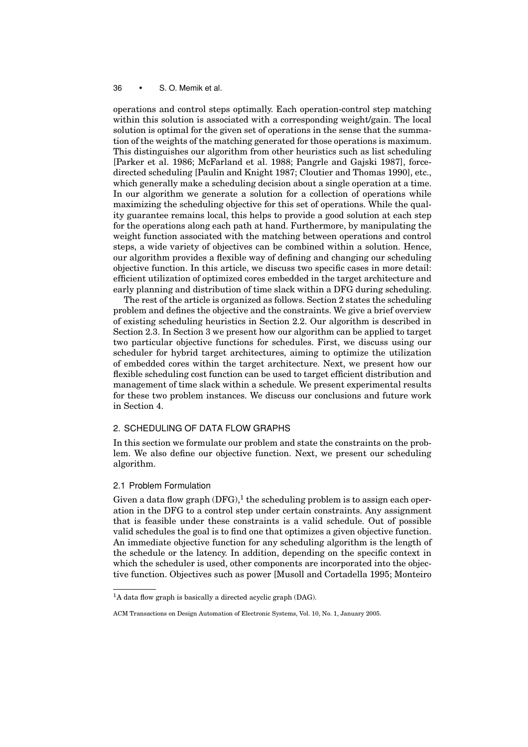operations and control steps optimally. Each operation-control step matching within this solution is associated with a corresponding weight/gain. The local solution is optimal for the given set of operations in the sense that the summation of the weights of the matching generated for those operations is maximum. This distinguishes our algorithm from other heuristics such as list scheduling [Parker et al. 1986; McFarland et al. 1988; Pangrle and Gajski 1987], force-directed scheduling [Paulin and Knight 1987; Cloutier and Thomas 1990], etc., which generally make a scheduling decision about a single operation at a time. In our algorithm we generate a solution for a collection of operations while maximizing the scheduling objective for this set of operations. While the quality guarantee remains local, this helps to provide a good solution at each step for the operations along each path at hand. Furthermore, by manipulating the weight function associated with the matching between operations and control steps, a wide variety of objectives can be combined within a solution. Hence, our algorithm provides a flexible way of defining and changing our scheduling objective function. In this article, we discuss two specific cases in more detail: efficient utilization of optimized cores embedded in the target architecture and early planning and distribution of time slack within a DFG during scheduling.

The rest of the article is organized as follows. Section 2 states the scheduling problem and defines the objective and the constraints. We give a brief overview of existing scheduling heuristics in Section 2.2. Our algorithm is described in Section 2.3. In Section 3 we present how our algorithm can be applied to target two particular objective functions for schedules. First, we discuss using our scheduler for hybrid target architectures, aiming to optimize the utilization of embedded cores within the target architecture. Next, we present how our flexible scheduling cost function can be used to target efficient distribution and management of time slack within a schedule. We present experimental results for these two problem instances. We discuss our conclusions and future work in Section 4.

## 2. SCHEDULING OF DATA FLOW GRAPHS

In this section we formulate our problem and state the constraints on the problem. We also define our objective function. Next, we present our scheduling algorithm.

### 2.1 Problem Formulation

Given a data flow graph (DFG),[1] the scheduling problem is to assign each operation in the DFG to a control step under certain constraints. Any assignment that is feasible under these constraints is a valid schedule. Out of possible valid schedules the goal is to find one that optimizes a given objective function. An immediate objective function for any scheduling algorithm is the length of the schedule or the latency. In addition, depending on the specific context in which the scheduler is used, other components are incorporated into the objective function. Objectives such as power [Musoll and Cortadella 1995; Monteiro

[1] A data flow graph is basically a directed acyclic graph (DAG).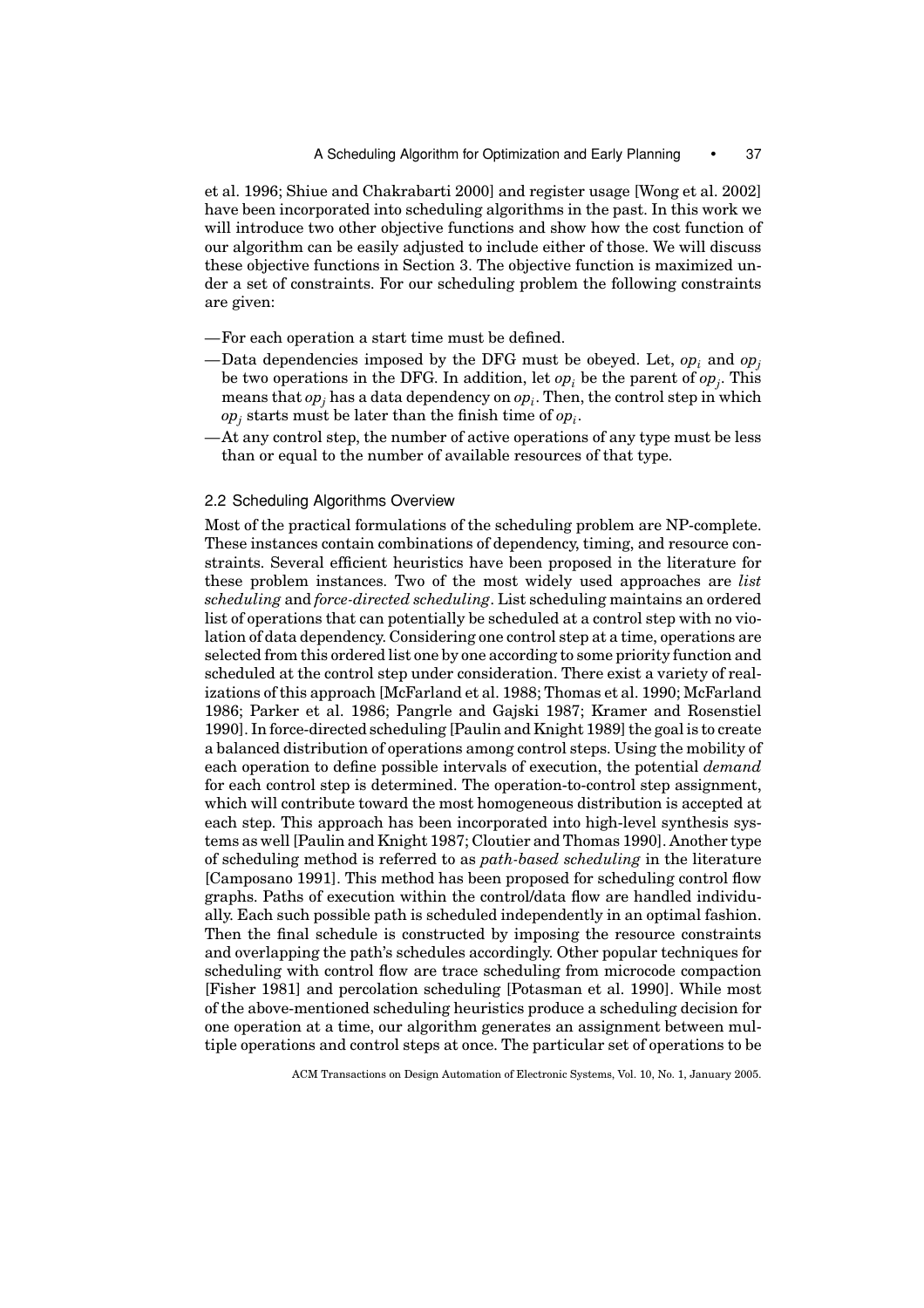et al. 1996; Shiue and Chakrabarti 2000] and register usage [Wong et al. 2002] have been incorporated into scheduling algorithms in the past. In this work we will introduce two other objective functions and show how the cost function of our algorithm can be easily adjusted to include either of those. We will discuss these objective functions in Section 3. The objective function is maximized under a set of constraints. For our scheduling problem the following constraints are given:

- For each operation a start time must be defined.
- Data dependencies imposed by the DFG must be obeyed. Let, $op_i$ and $op_j$ be two operations in the DFG. In addition, let $op_i$ be the parent of $op_j$. This means that $op_j$ has a data dependency on $op_i$. Then, the control step in which $op_j$ starts must be later than the finish time of $op_i$.
- At any control step, the number of active operations of any type must be less than or equal to the number of available resources of that type.

### 2.2 Scheduling Algorithms Overview

Most of the practical formulations of the scheduling problem are NP-complete. These instances contain combinations of dependency, timing, and resource constraints. Several efficient heuristics have been proposed in the literature for these problem instances. Two of the most widely used approaches are *list scheduling* and *force-directed scheduling*. List scheduling maintains an ordered list of operations that can potentially be scheduled at a control step with no violation of data dependency. Considering one control step at a time, operations are selected from this ordered list one by one according to some priority function and scheduled at the control step under consideration. There exist a variety of realizations of this approach [McFarland et al. 1988; Thomas et al. 1990; McFarland 1986; Parker et al. 1986; Pangrle and Gajski 1987; Kramer and Rosenstiel 1990]. In force-directed scheduling [Paulin and Knight 1989] the goal is to create a balanced distribution of operations among control steps. Using the mobility of each operation to define possible intervals of execution, the potential *demand* for each control step is determined. The operation-to-control step assignment, which will contribute toward the most homogeneous distribution is accepted at each step. This approach has been incorporated into high-level synthesis systems as well [Paulin and Knight 1987; Cloutier and Thomas 1990]. Another type of scheduling method is referred to as *path-based scheduling* in the literature [Camposano 1991]. This method has been proposed for scheduling control flow graphs. Paths of execution within the control/data flow are handled individually. Each such possible path is scheduled independently in an optimal fashion. Then the final schedule is constructed by imposing the resource constraints and overlapping the path's schedules accordingly. Other popular techniques for scheduling with control flow are trace scheduling from microcode compaction [Fisher 1981] and percolation scheduling [Potasman et al. 1990]. While most of the above-mentioned scheduling heuristics produce a scheduling decision for one operation at a time, our algorithm generates an assignment between multiple operations and control steps at once. The particular set of operations to be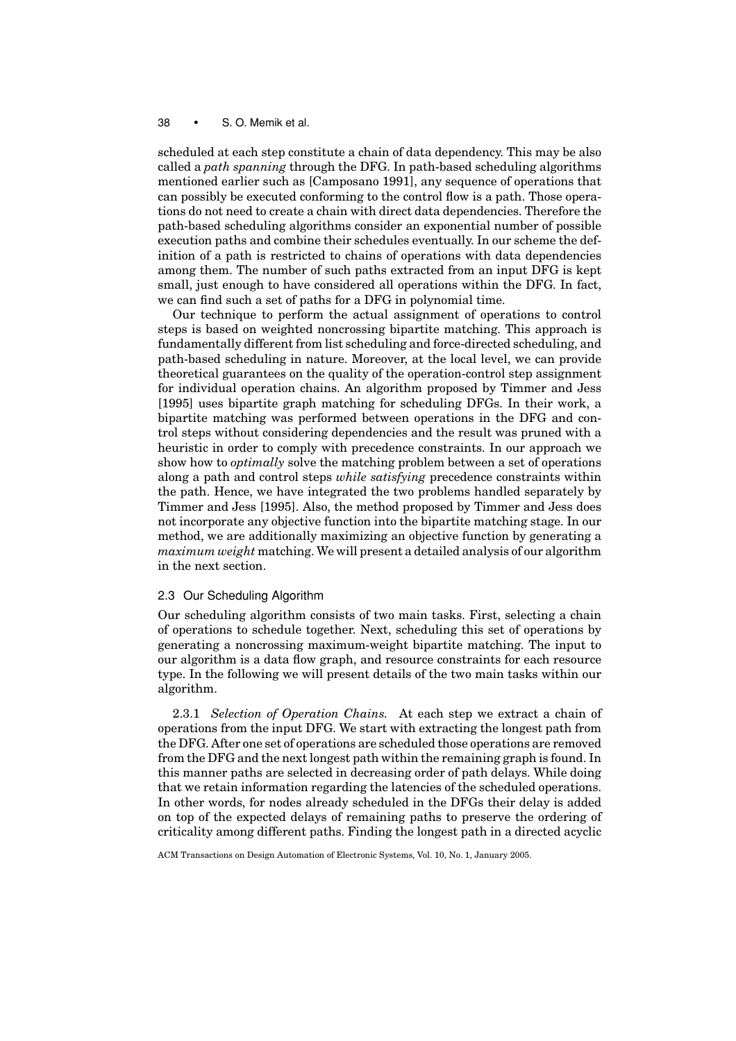scheduled at each step constitute a chain of data dependency. This may be also called a *path spanning* through the DFG. In path-based scheduling algorithms mentioned earlier such as [Camposano 1991], any sequence of operations that can possibly be executed conforming to the control flow is a path. Those operations do not need to create a chain with direct data dependencies. Therefore the path-based scheduling algorithms consider an exponential number of possible execution paths and combine their schedules eventually. In our scheme the definition of a path is restricted to chains of operations with data dependencies among them. The number of such paths extracted from an input DFG is kept small, just enough to have considered all operations within the DFG. In fact, we can find such a set of paths for a DFG in polynomial time.

Our technique to perform the actual assignment of operations to control steps is based on weighted noncrossing bipartite matching. This approach is fundamentally different from list scheduling and force-directed scheduling, and path-based scheduling in nature. Moreover, at the local level, we can provide theoretical guarantees on the quality of the operation-control step assignment for individual operation chains. An algorithm proposed by Timmer and Jess [1995] uses bipartite graph matching for scheduling DFGs. In their work, a bipartite matching was performed between operations in the DFG and control steps without considering dependencies and the result was pruned with a heuristic in order to comply with precedence constraints. In our approach we show how to *optimally* solve the matching problem between a set of operations along a path and control steps *while satisfying* precedence constraints within the path. Hence, we have integrated the two problems handled separately by Timmer and Jess [1995]. Also, the method proposed by Timmer and Jess does not incorporate any objective function into the bipartite matching stage. In our method, we are additionally maximizing an objective function by generating a *maximum weight* matching. We will present a detailed analysis of our algorithm in the next section.

### 2.3 Our Scheduling Algorithm

Our scheduling algorithm consists of two main tasks. First, selecting a chain of operations to schedule together. Next, scheduling this set of operations by generating a noncrossing maximum-weight bipartite matching. The input to our algorithm is a data flow graph, and resource constraints for each resource type. In the following we will present details of the two main tasks within our algorithm.

2.3.1 *Selection of Operation Chains.* At each step we extract a chain of operations from the input DFG. We start with extracting the longest path from the DFG. After one set of operations are scheduled those operations are removed from the DFG and the next longest path within the remaining graph is found. In this manner paths are selected in decreasing order of path delays. While doing that we retain information regarding the latencies of the scheduled operations. In other words, for nodes already scheduled in the DFGs their delay is added on top of the expected delays of remaining paths to preserve the ordering of criticality among different paths. Finding the longest path in a directed acyclic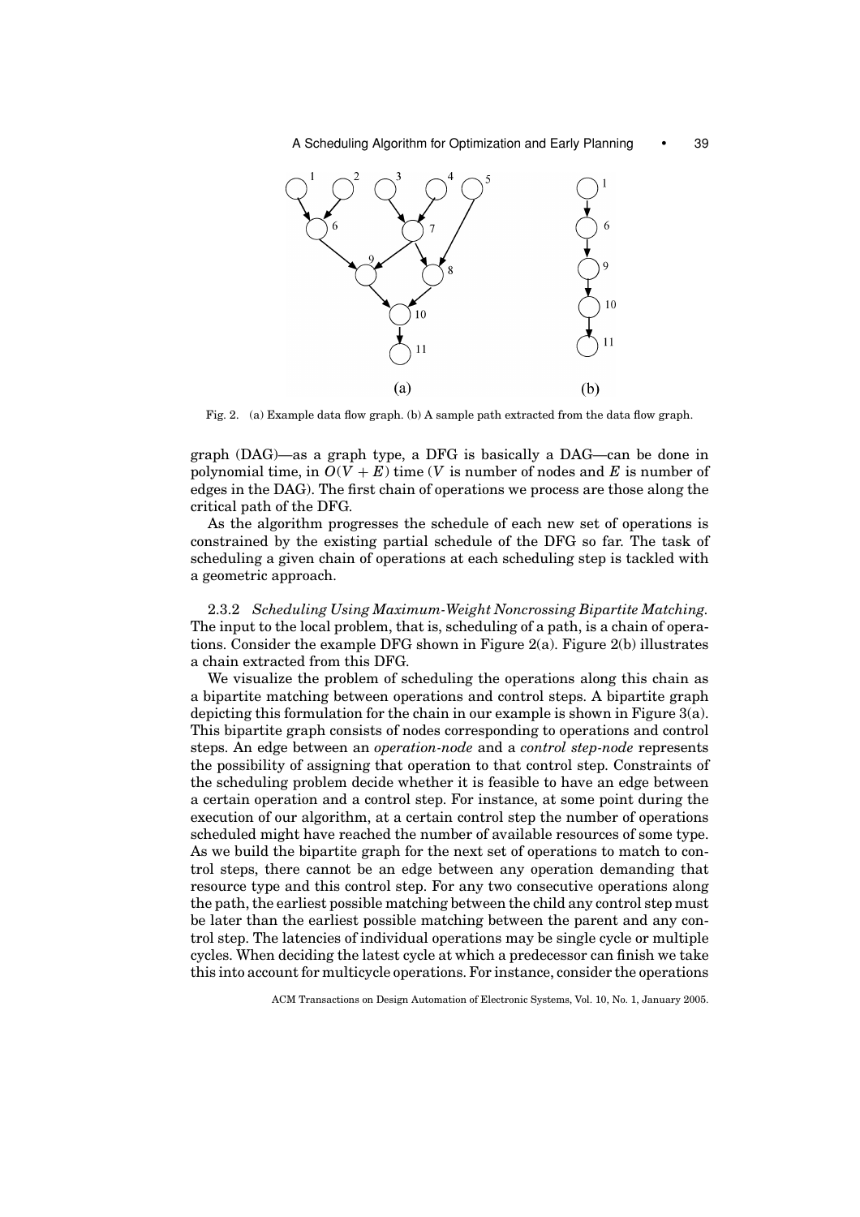Fig. 2. (a) Example data flow graph. (b) A sample path extracted from the data flow graph.

graph (DAG)—as a graph type, a DFG is basically a DAG—can be done in polynomial time, in $O(V + E)$ time ($V$ is number of nodes and $E$ is number of edges in the DAG). The first chain of operations we process are those along the critical path of the DFG.

As the algorithm progresses the schedule of each new set of operations is constrained by the existing partial schedule of the DFG so far. The task of scheduling a given chain of operations at each scheduling step is tackled with a geometric approach.

2.3.2 *Scheduling Using Maximum-Weight Noncrossing Bipartite Matching.* The input to the local problem, that is, scheduling of a path, is a chain of operations. Consider the example DFG shown in Figure 2(a). Figure 2(b) illustrates a chain extracted from this DFG.

We visualize the problem of scheduling the operations along this chain as a bipartite matching between operations and control steps. A bipartite graph depicting this formulation for the chain in our example is shown in Figure 3(a). This bipartite graph consists of nodes corresponding to operations and control steps. An edge between an *operation-node* and a *control step-node* represents the possibility of assigning that operation to that control step. Constraints of the scheduling problem decide whether it is feasible to have an edge between a certain operation and a control step. For instance, at some point during the execution of our algorithm, at a certain control step the number of operations scheduled might have reached the number of available resources of some type. As we build the bipartite graph for the next set of operations to match to control steps, there cannot be an edge between any operation demanding that resource type and this control step. For any two consecutive operations along the path, the earliest possible matching between the child any control step must be later than the earliest possible matching between the parent and any control step. The latencies of individual operations may be single cycle or multiple cycles. When deciding the latest cycle at which a predecessor can finish we take this into account for multicycle operations. For instance, consider the operations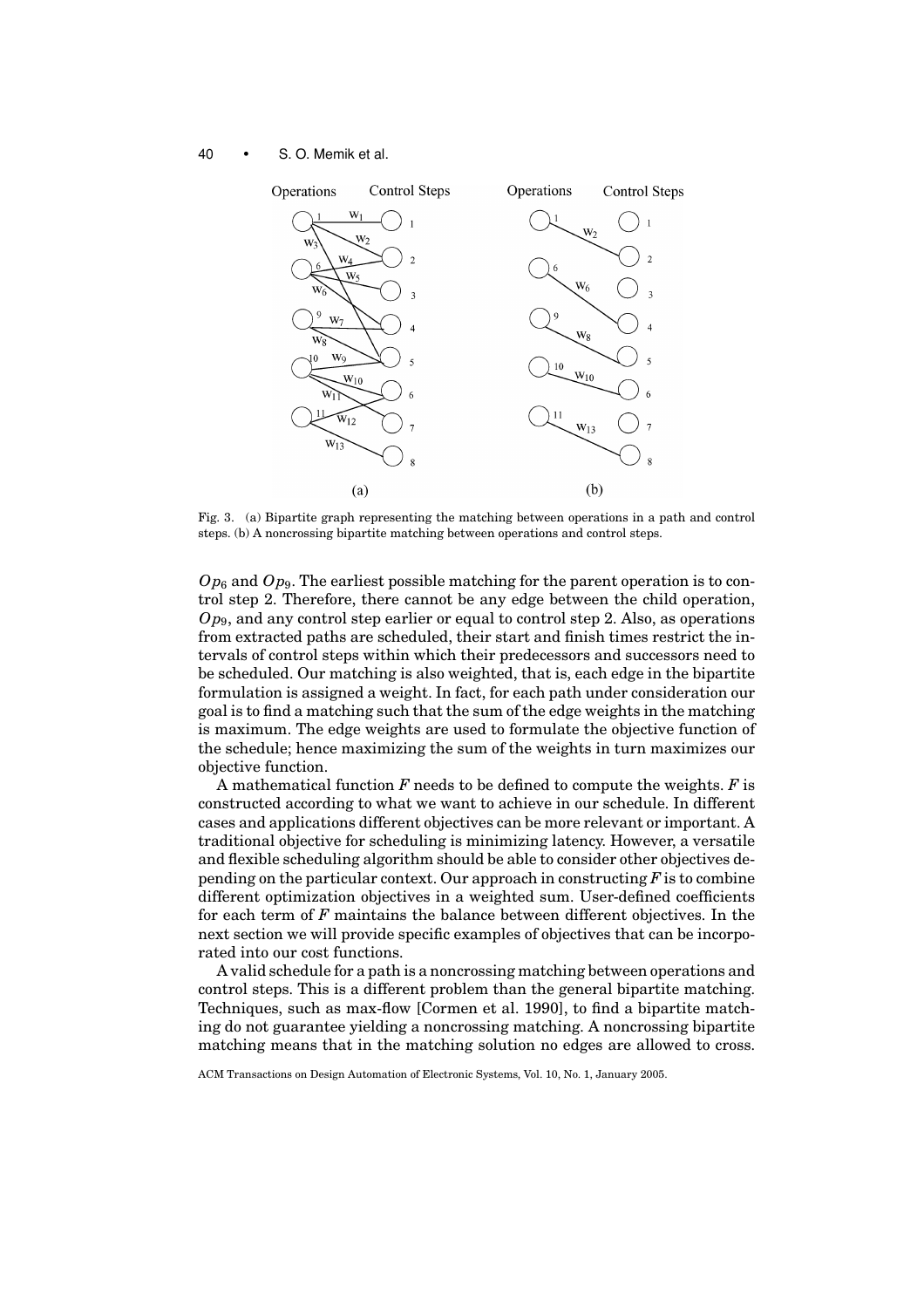Operations

Control Steps

Operations

Control Steps

(a)

(b)

Fig. 3. (a) Bipartite graph representing the matching between operations in a path and control steps. (b) A noncrossing bipartite matching between operations and control steps.

$Op_6$ and $Op_9$. The earliest possible matching for the parent operation is to control step 2. Therefore, there cannot be any edge between the child operation, $Op_9$, and any control step earlier or equal to control step 2. Also, as operations from extracted paths are scheduled, their start and finish times restrict the intervals of control steps within which their predecessors and successors need to be scheduled. Our matching is also weighted, that is, each edge in the bipartite formulation is assigned a weight. In fact, for each path under consideration our goal is to find a matching such that the sum of the edge weights in the matching is maximum. The edge weights are used to formulate the objective function of the schedule; hence maximizing the sum of the weights in turn maximizes our objective function.

A mathematical function $F$ needs to be defined to compute the weights. $F$ is constructed according to what we want to achieve in our schedule. In different cases and applications different objectives can be more relevant or important. A traditional objective for scheduling is minimizing latency. However, a versatile and flexible scheduling algorithm should be able to consider other objectives depending on the particular context. Our approach in constructing $F$ is to combine different optimization objectives in a weighted sum. User-defined coefficients for each term of $F$ maintains the balance between different objectives. In the next section we will provide specific examples of objectives that can be incorporated into our cost functions.

A valid schedule for a path is a noncrossing matching between operations and control steps. This is a different problem than the general bipartite matching. Techniques, such as max-flow [Cormen et al. 1990], to find a bipartite matching do not guarantee yielding a noncrossing matching. A noncrossing bipartite matching means that in the matching solution no edges are allowed to cross.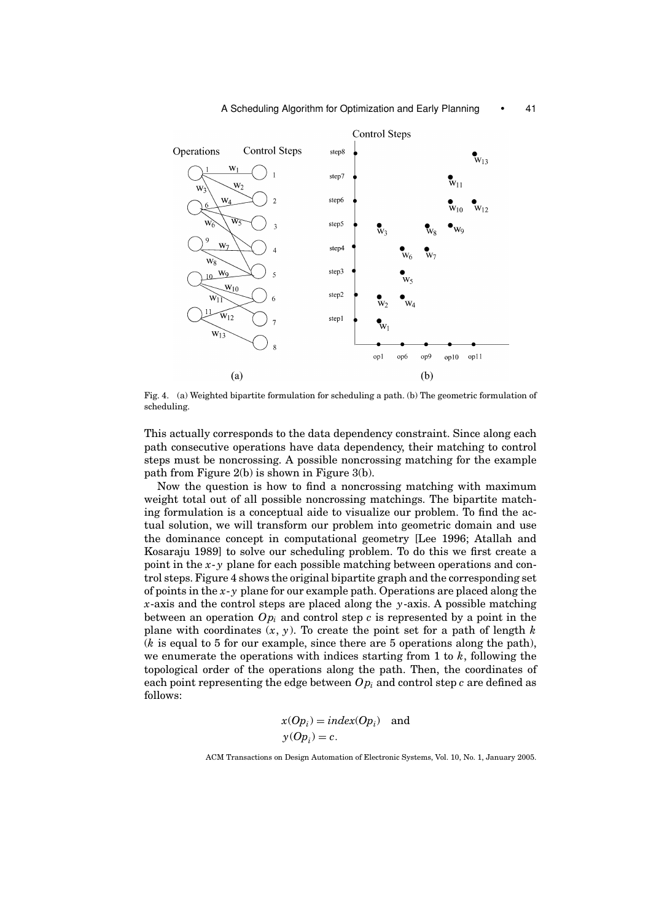Fig. 4. (a) Weighted bipartite formulation for scheduling a path. (b) The geometric formulation of scheduling.

This actually corresponds to the data dependency constraint. Since along each path consecutive operations have data dependency, their matching to control steps must be noncrossing. A possible noncrossing matching for the example path from Figure 2(b) is shown in Figure 3(b).

Now the question is how to find a noncrossing matching with maximum weight total out of all possible noncrossing matchings. The bipartite matching formulation is a conceptual aide to visualize our problem. To find the actual solution, we will transform our problem into geometric domain and use the dominance concept in computational geometry [Lee 1996; Atallah and Kosaraju 1989] to solve our scheduling problem. To do this we first create a point in the $x$-$y$ plane for each possible matching between operations and control steps. Figure 4 shows the original bipartite graph and the corresponding set of points in the $x$-$y$ plane for our example path. Operations are placed along the $x$-axis and the control steps are placed along the $y$-axis. A possible matching between an operation $Op_i$ and control step $c$ is represented by a point in the plane with coordinates $(x, y)$. To create the point set for a path of length $k$ ($k$ is equal to 5 for our example, since there are 5 operations along the path), we enumerate the operations with indices starting from 1 to $k$, following the topological order of the operations along the path. Then, the coordinates of each point representing the edge between $Op_i$ and control step $c$ are defined as follows:

$$x(Op_i) = index(Op_i) \quad \text{and}$$
$$y(Op_i) = c.$$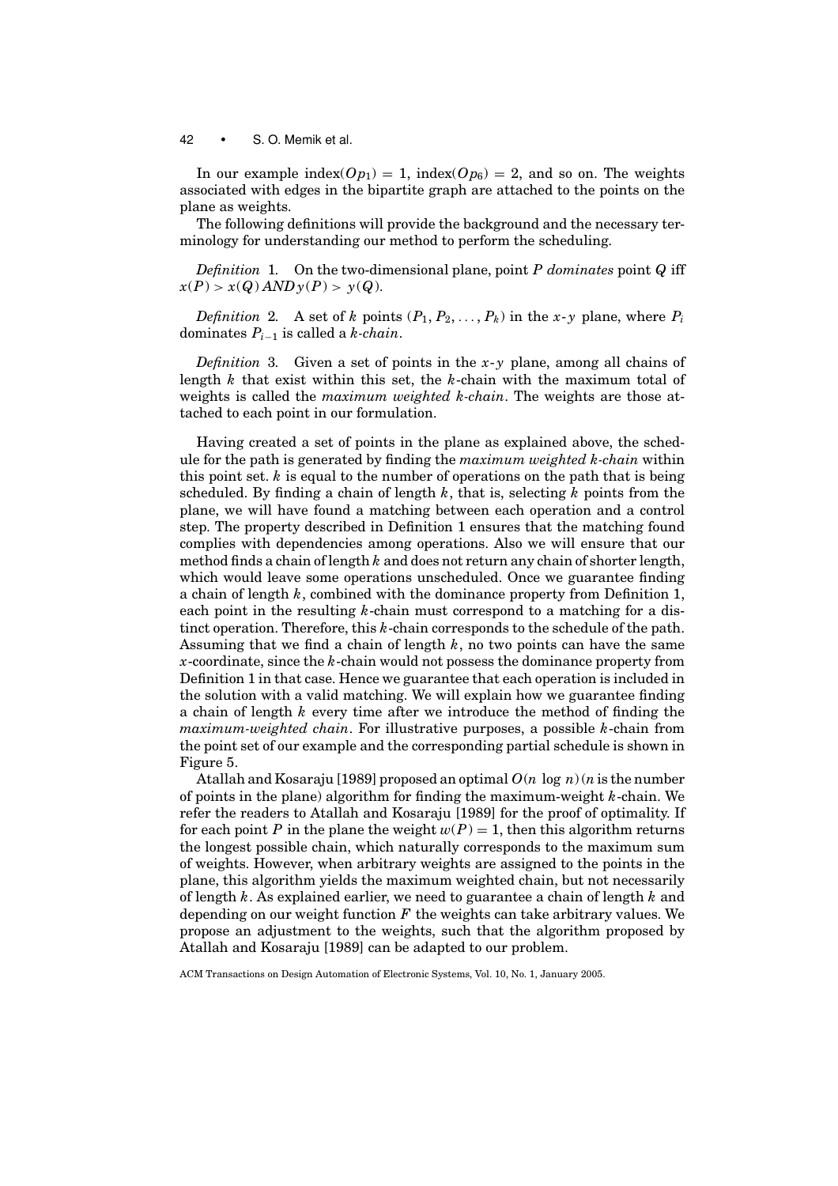In our example index($Op_1$) = 1, index($Op_6$) = 2, and so on. The weights associated with edges in the bipartite graph are attached to the points on the plane as weights.

The following definitions will provide the background and the necessary terminology for understanding our method to perform the scheduling.

*Definition* 1. On the two-dimensional plane, point $P$ *dominates* point $Q$ iff $x(P) > x(Q)$ *AND* $y(P) > y(Q)$.

*Definition* 2. A set of $k$ points $(P_1, P_2, \ldots, P_k)$ in the $x$-$y$ plane, where $P_i$ dominates $P_{i-1}$ is called a *k-chain*.

*Definition* 3. Given a set of points in the $x$-$y$ plane, among all chains of length $k$ that exist within this set, the $k$-chain with the maximum total of weights is called the *maximum weighted k-chain*. The weights are those attached to each point in our formulation.

Having created a set of points in the plane as explained above, the schedule for the path is generated by finding the *maximum weighted k-chain* within this point set. $k$ is equal to the number of operations on the path that is being scheduled. By finding a chain of length $k$, that is, selecting $k$ points from the plane, we will have found a matching between each operation and a control step. The property described in Definition 1 ensures that the matching found complies with dependencies among operations. Also we will ensure that our method finds a chain of length $k$ and does not return any chain of shorter length, which would leave some operations unscheduled. Once we guarantee finding a chain of length $k$, combined with the dominance property from Definition 1, each point in the resulting $k$-chain must correspond to a matching for a distinct operation. Therefore, this $k$-chain corresponds to the schedule of the path. Assuming that we find a chain of length $k$, no two points can have the same $x$-coordinate, since the $k$-chain would not possess the dominance property from Definition 1 in that case. Hence we guarantee that each operation is included in the solution with a valid matching. We will explain how we guarantee finding a chain of length $k$ every time after we introduce the method of finding the *maximum-weighted chain*. For illustrative purposes, a possible $k$-chain from the point set of our example and the corresponding partial schedule is shown in Figure 5.

Atallah and Kosaraju [1989] proposed an optimal $O(n \log n)$ ($n$ is the number of points in the plane) algorithm for finding the maximum-weight $k$-chain. We refer the readers to Atallah and Kosaraju [1989] for the proof of optimality. If for each point $P$ in the plane the weight $w(P) = 1$, then this algorithm returns the longest possible chain, which naturally corresponds to the maximum sum of weights. However, when arbitrary weights are assigned to the points in the plane, this algorithm yields the maximum weighted chain, but not necessarily of length $k$. As explained earlier, we need to guarantee a chain of length $k$ and depending on our weight function $F$ the weights can take arbitrary values. We propose an adjustment to the weights, such that the algorithm proposed by Atallah and Kosaraju [1989] can be adapted to our problem.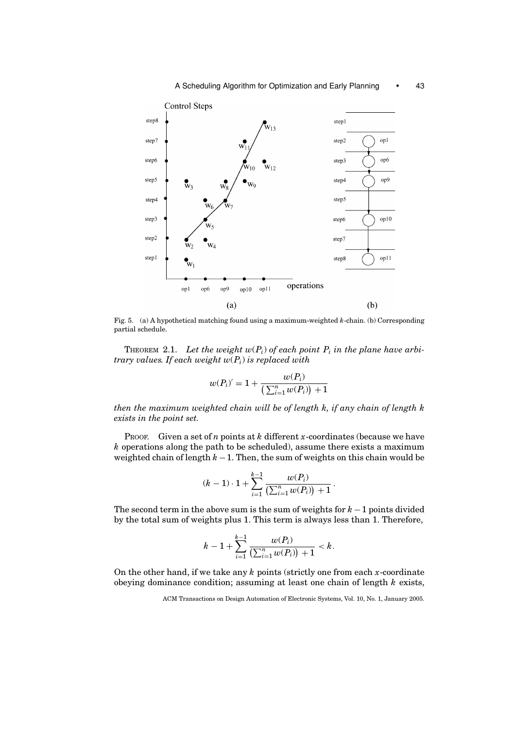Fig. 5. (a) A hypothetical matching found using a maximum-weighted $k$-chain. (b) Corresponding partial schedule.

THEOREM 2.1. *Let the weight $w(P_i)$ of each point $P_i$ in the plane have arbitrary values. If each weight $w(P_i)$ is replaced with*

$$w(P_i)' = 1 + \frac{w(P_i)}{\left(\sum_{i=1}^{n} w(P_i)\right) + 1}$$

*then the maximum weighted chain will be of length k, if any chain of length k exists in the point set.*

PROOF. Given a set of $n$ points at $k$ different $x$-coordinates (because we have $k$ operations along the path to be scheduled), assume there exists a maximum weighted chain of length $k - 1$. Then, the sum of weights on this chain would be

$$(k-1) \cdot 1 + \sum_{i=1}^{k-1} \frac{w(P_i)}{\left(\sum_{i=1}^{n} w(P_i)\right) + 1}.$$

The second term in the above sum is the sum of weights for $k - 1$ points divided by the total sum of weights plus 1. This term is always less than 1. Therefore,

$$k - 1 + \sum_{i=1}^{k-1} \frac{w(P_i)}{\left(\sum_{i=1}^{n} w(P_i)\right) + 1} < k.$$

On the other hand, if we take any $k$ points (strictly one from each $x$-coordinate obeying dominance condition; assuming at least one chain of length $k$ exists,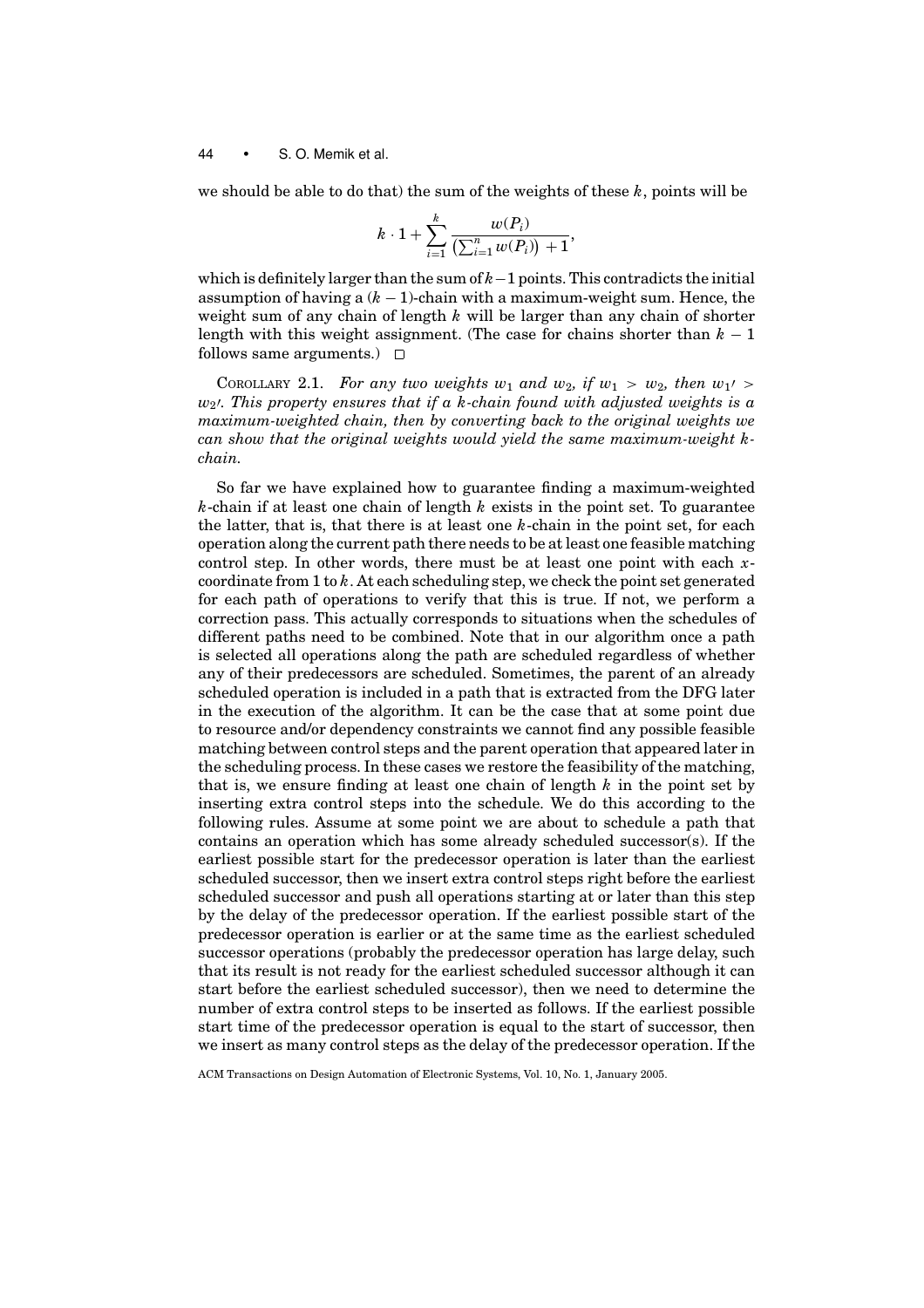we should be able to do that) the sum of the weights of these $k$, points will be

$$k \cdot 1 + \sum_{i=1}^{k} \frac{w(P_i)}{\left(\sum_{i=1}^{n} w(P_i)\right) + 1},$$

which is definitely larger than the sum of $k-1$ points. This contradicts the initial assumption of having a $(k-1)$-chain with a maximum-weight sum. Hence, the weight sum of any chain of length $k$ will be larger than any chain of shorter length with this weight assignment. (The case for chains shorter than $k-1$ follows same arguments.) □

COROLLARY 2.1. *For any two weights $w_1$ and $w_2$, if $w_1 > w_2$, then $w_{1'} > w_{2'}$. This property ensures that if a k-chain found with adjusted weights is a maximum-weighted chain, then by converting back to the original weights we can show that the original weights would yield the same maximum-weight k-chain.*

So far we have explained how to guarantee finding a maximum-weighted $k$-chain if at least one chain of length $k$ exists in the point set. To guarantee the latter, that is, that there is at least one $k$-chain in the point set, for each operation along the current path there needs to be at least one feasible matching control step. In other words, there must be at least one point with each $x$-coordinate from 1 to $k$. At each scheduling step, we check the point set generated for each path of operations to verify that this is true. If not, we perform a correction pass. This actually corresponds to situations when the schedules of different paths need to be combined. Note that in our algorithm once a path is selected all operations along the path are scheduled regardless of whether any of their predecessors are scheduled. Sometimes, the parent of an already scheduled operation is included in a path that is extracted from the DFG later in the execution of the algorithm. It can be the case that at some point due to resource and/or dependency constraints we cannot find any possible feasible matching between control steps and the parent operation that appeared later in the scheduling process. In these cases we restore the feasibility of the matching, that is, we ensure finding at least one chain of length $k$ in the point set by inserting extra control steps into the schedule. We do this according to the following rules. Assume at some point we are about to schedule a path that contains an operation which has some already scheduled successor(s). If the earliest possible start for the predecessor operation is later than the earliest scheduled successor, then we insert extra control steps right before the earliest scheduled successor and push all operations starting at or later than this step by the delay of the predecessor operation. If the earliest possible start of the predecessor operation is earlier or at the same time as the earliest scheduled successor operations (probably the predecessor operation has large delay, such that its result is not ready for the earliest scheduled successor although it can start before the earliest scheduled successor), then we need to determine the number of extra control steps to be inserted as follows. If the earliest possible start time of the predecessor operation is equal to the start of successor, then we insert as many control steps as the delay of the predecessor operation. If the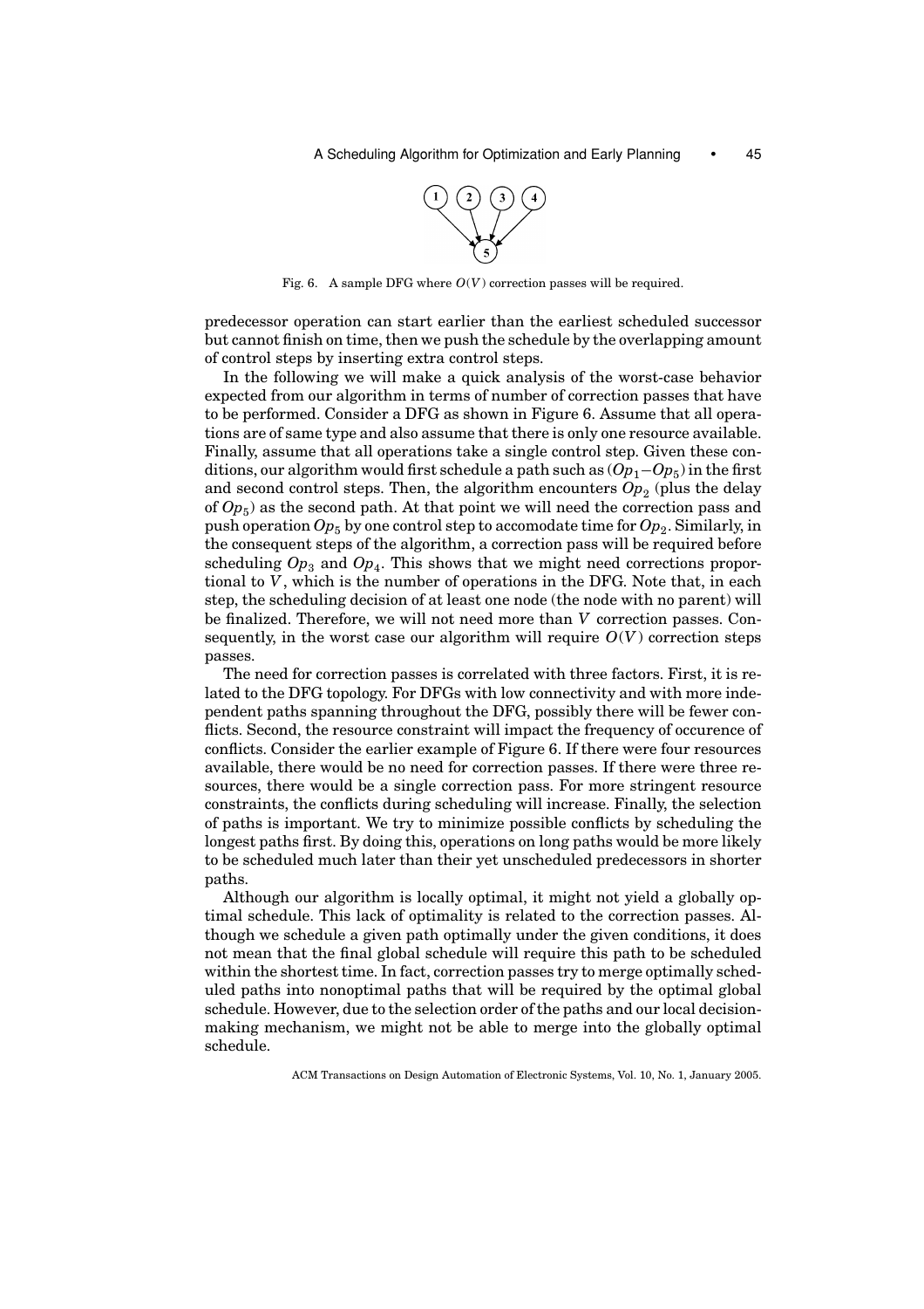Fig. 6. A sample DFG where $O(V)$ correction passes will be required.

predecessor operation can start earlier than the earliest scheduled successor but cannot finish on time, then we push the schedule by the overlapping amount of control steps by inserting extra control steps.

In the following we will make a quick analysis of the worst-case behavior expected from our algorithm in terms of number of correction passes that have to be performed. Consider a DFG as shown in Figure 6. Assume that all operations are of same type and also assume that there is only one resource available. Finally, assume that all operations take a single control step. Given these conditions, our algorithm would first schedule a path such as $(Op_1–Op_5)$ in the first and second control steps. Then, the algorithm encounters $Op_2$ (plus the delay of $Op_5$) as the second path. At that point we will need the correction pass and push operation $Op_5$ by one control step to accomodate time for $Op_2$. Similarly, in the consequent steps of the algorithm, a correction pass will be required before scheduling $Op_3$ and $Op_4$. This shows that we might need corrections proportional to $V$, which is the number of operations in the DFG. Note that, in each step, the scheduling decision of at least one node (the node with no parent) will be finalized. Therefore, we will not need more than $V$ correction passes. Consequently, in the worst case our algorithm will require $O(V)$ correction steps passes.

The need for correction passes is correlated with three factors. First, it is related to the DFG topology. For DFGs with low connectivity and with more independent paths spanning throughout the DFG, possibly there will be fewer conflicts. Second, the resource constraint will impact the frequency of occurence of conflicts. Consider the earlier example of Figure 6. If there were four resources available, there would be no need for correction passes. If there were three resources, there would be a single correction pass. For more stringent resource constraints, the conflicts during scheduling will increase. Finally, the selection of paths is important. We try to minimize possible conflicts by scheduling the longest paths first. By doing this, operations on long paths would be more likely to be scheduled much later than their yet unscheduled predecessors in shorter paths.

Although our algorithm is locally optimal, it might not yield a globally optimal schedule. This lack of optimality is related to the correction passes. Although we schedule a given path optimally under the given conditions, it does not mean that the final global schedule will require this path to be scheduled within the shortest time. In fact, correction passes try to merge optimally scheduled paths into nonoptimal paths that will be required by the optimal global schedule. However, due to the selection order of the paths and our local decision-making mechanism, we might not be able to merge into the globally optimal schedule.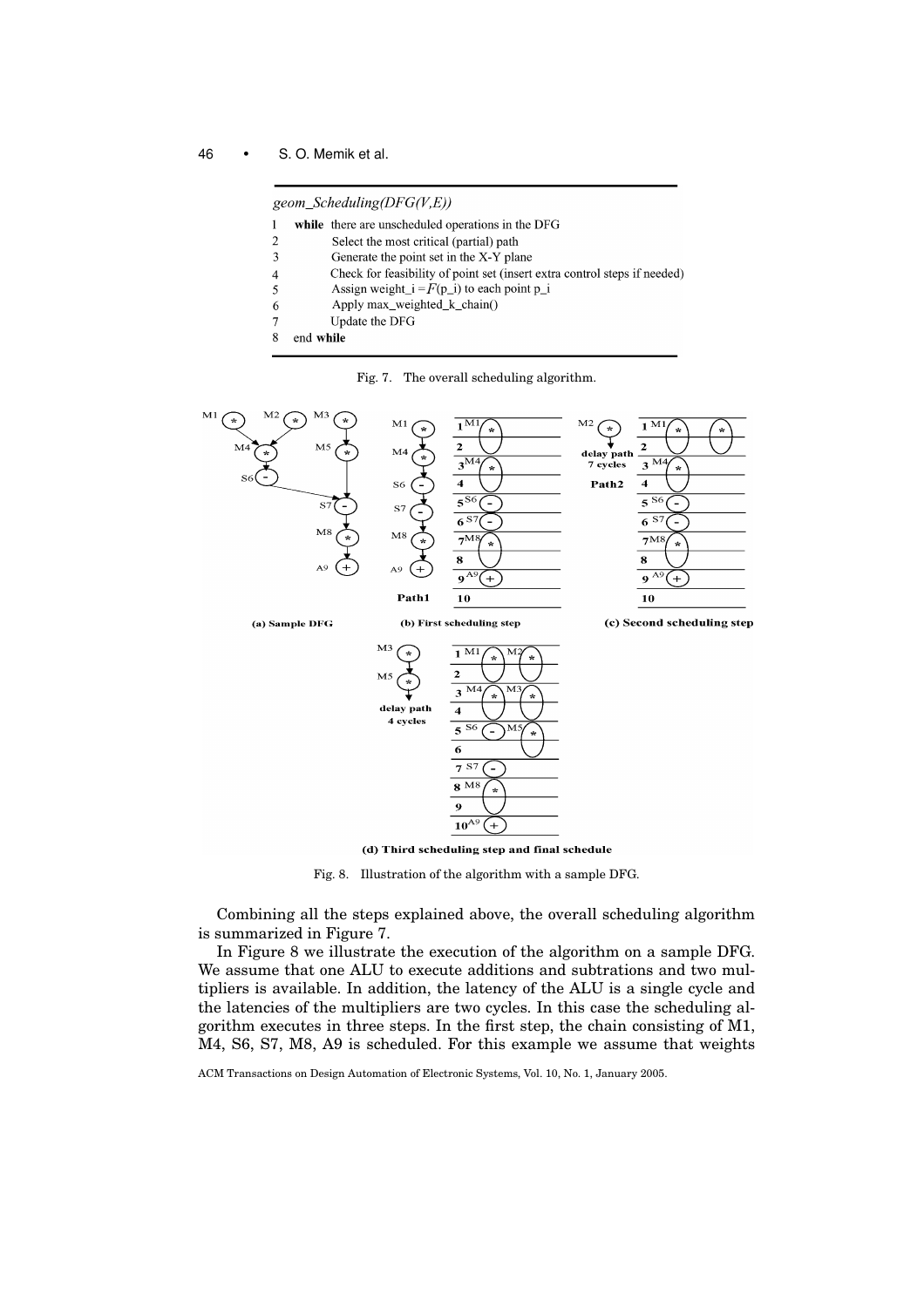```
geom_Scheduling(DFG(V,E))
1   while there are unscheduled operations in the DFG
2       Select the most critical (partial) path
3       Generate the point set in the X-Y plane
4       Check for feasibility of point set (insert extra control steps if needed)
5       Assign weight_i = F(p_i) to each point p_i
6       Apply max_weighted_k_chain()
7       Update the DFG
8   end while
```

Fig. 7. The overall scheduling algorithm.

Fig. 8. Illustration of the algorithm with a sample DFG.

Combining all the steps explained above, the overall scheduling algorithm is summarized in Figure 7.

In Figure 8 we illustrate the execution of the algorithm on a sample DFG. We assume that one ALU to execute additions and subtrations and two multipliers is available. In addition, the latency of the ALU is a single cycle and the latencies of the multipliers are two cycles. In this case the scheduling algorithm executes in three steps. In the first step, the chain consisting of M1, M4, S6, S7, M8, A9 is scheduled. For this example we assume that weights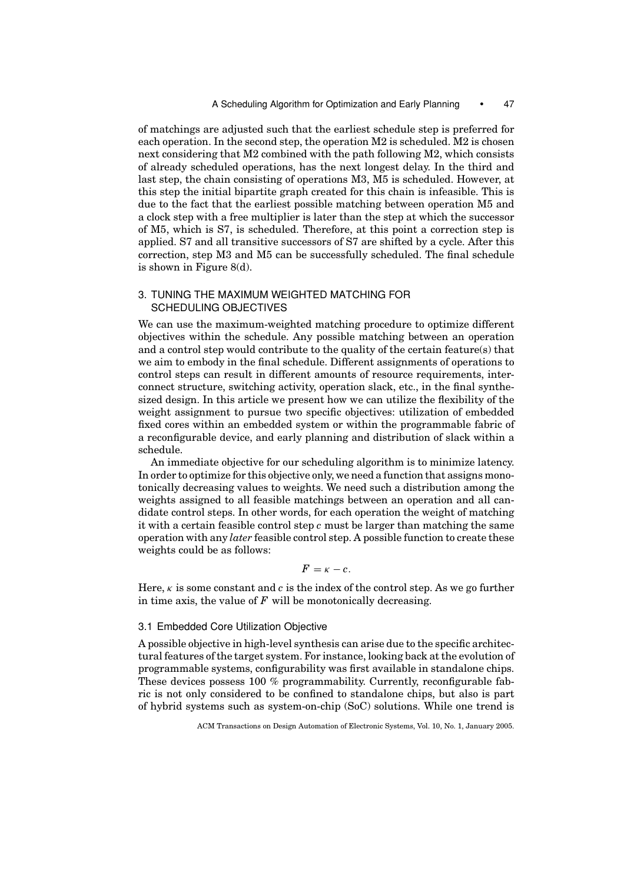of matchings are adjusted such that the earliest schedule step is preferred for each operation. In the second step, the operation M2 is scheduled. M2 is chosen next considering that M2 combined with the path following M2, which consists of already scheduled operations, has the next longest delay. In the third and last step, the chain consisting of operations M3, M5 is scheduled. However, at this step the initial bipartite graph created for this chain is infeasible. This is due to the fact that the earliest possible matching between operation M5 and a clock step with a free multiplier is later than the step at which the successor of M5, which is S7, is scheduled. Therefore, at this point a correction step is applied. S7 and all transitive successors of S7 are shifted by a cycle. After this correction, step M3 and M5 can be successfully scheduled. The final schedule is shown in Figure 8(d).

## 3. TUNING THE MAXIMUM WEIGHTED MATCHING FOR SCHEDULING OBJECTIVES

We can use the maximum-weighted matching procedure to optimize different objectives within the schedule. Any possible matching between an operation and a control step would contribute to the quality of the certain feature(s) that we aim to embody in the final schedule. Different assignments of operations to control steps can result in different amounts of resource requirements, interconnect structure, switching activity, operation slack, etc., in the final synthesized design. In this article we present how we can utilize the flexibility of the weight assignment to pursue two specific objectives: utilization of embedded fixed cores within an embedded system or within the programmable fabric of a reconfigurable device, and early planning and distribution of slack within a schedule.

An immediate objective for our scheduling algorithm is to minimize latency. In order to optimize for this objective only, we need a function that assigns monotonically decreasing values to weights. We need such a distribution among the weights assigned to all feasible matchings between an operation and all candidate control steps. In other words, for each operation the weight of matching it with a certain feasible control step $c$ must be larger than matching the same operation with any *later* feasible control step. A possible function to create these weights could be as follows:

$$F = \kappa - c.$$

Here, $\kappa$ is some constant and $c$ is the index of the control step. As we go further in time axis, the value of $F$ will be monotonically decreasing.

### 3.1 Embedded Core Utilization Objective

A possible objective in high-level synthesis can arise due to the specific architectural features of the target system. For instance, looking back at the evolution of programmable systems, configurability was first available in standalone chips. These devices possess 100 % programmability. Currently, reconfigurable fabric is not only considered to be confined to standalone chips, but also is part of hybrid systems such as system-on-chip (SoC) solutions. While one trend is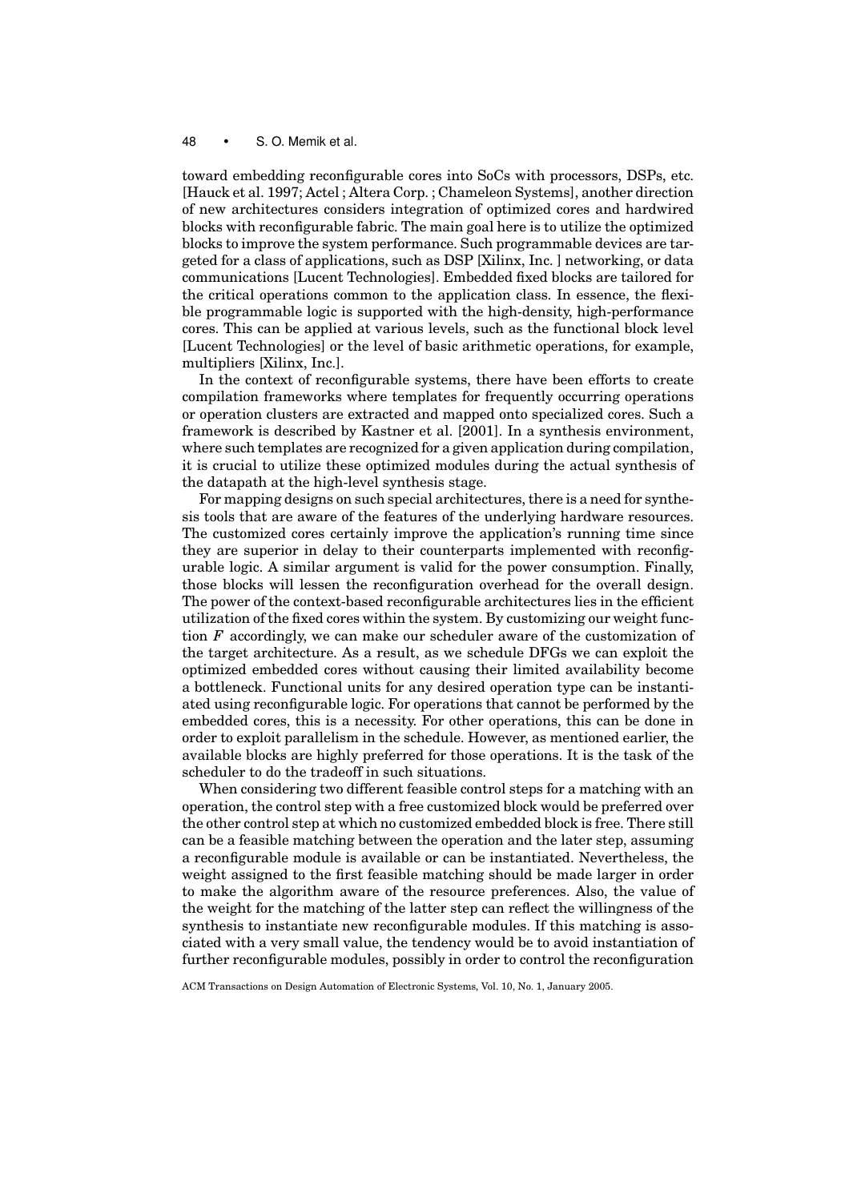toward embedding reconfigurable cores into SoCs with processors, DSPs, etc. [Hauck et al. 1997; Actel ; Altera Corp. ; Chameleon Systems], another direction of new architectures considers integration of optimized cores and hardwired blocks with reconfigurable fabric. The main goal here is to utilize the optimized blocks to improve the system performance. Such programmable devices are targeted for a class of applications, such as DSP [Xilinx, Inc. ] networking, or data communications [Lucent Technologies]. Embedded fixed blocks are tailored for the critical operations common to the application class. In essence, the flexible programmable logic is supported with the high-density, high-performance cores. This can be applied at various levels, such as the functional block level [Lucent Technologies] or the level of basic arithmetic operations, for example, multipliers [Xilinx, Inc.].

In the context of reconfigurable systems, there have been efforts to create compilation frameworks where templates for frequently occurring operations or operation clusters are extracted and mapped onto specialized cores. Such a framework is described by Kastner et al. [2001]. In a synthesis environment, where such templates are recognized for a given application during compilation, it is crucial to utilize these optimized modules during the actual synthesis of the datapath at the high-level synthesis stage.

For mapping designs on such special architectures, there is a need for synthesis tools that are aware of the features of the underlying hardware resources. The customized cores certainly improve the application's running time since they are superior in delay to their counterparts implemented with reconfigurable logic. A similar argument is valid for the power consumption. Finally, those blocks will lessen the reconfiguration overhead for the overall design. The power of the context-based reconfigurable architectures lies in the efficient utilization of the fixed cores within the system. By customizing our weight function $F$ accordingly, we can make our scheduler aware of the customization of the target architecture. As a result, as we schedule DFGs we can exploit the optimized embedded cores without causing their limited availability become a bottleneck. Functional units for any desired operation type can be instantiated using reconfigurable logic. For operations that cannot be performed by the embedded cores, this is a necessity. For other operations, this can be done in order to exploit parallelism in the schedule. However, as mentioned earlier, the available blocks are highly preferred for those operations. It is the task of the scheduler to do the tradeoff in such situations.

When considering two different feasible control steps for a matching with an operation, the control step with a free customized block would be preferred over the other control step at which no customized embedded block is free. There still can be a feasible matching between the operation and the later step, assuming a reconfigurable module is available or can be instantiated. Nevertheless, the weight assigned to the first feasible matching should be made larger in order to make the algorithm aware of the resource preferences. Also, the value of the weight for the matching of the latter step can reflect the willingness of the synthesis to instantiate new reconfigurable modules. If this matching is associated with a very small value, the tendency would be to avoid instantiation of further reconfigurable modules, possibly in order to control the reconfiguration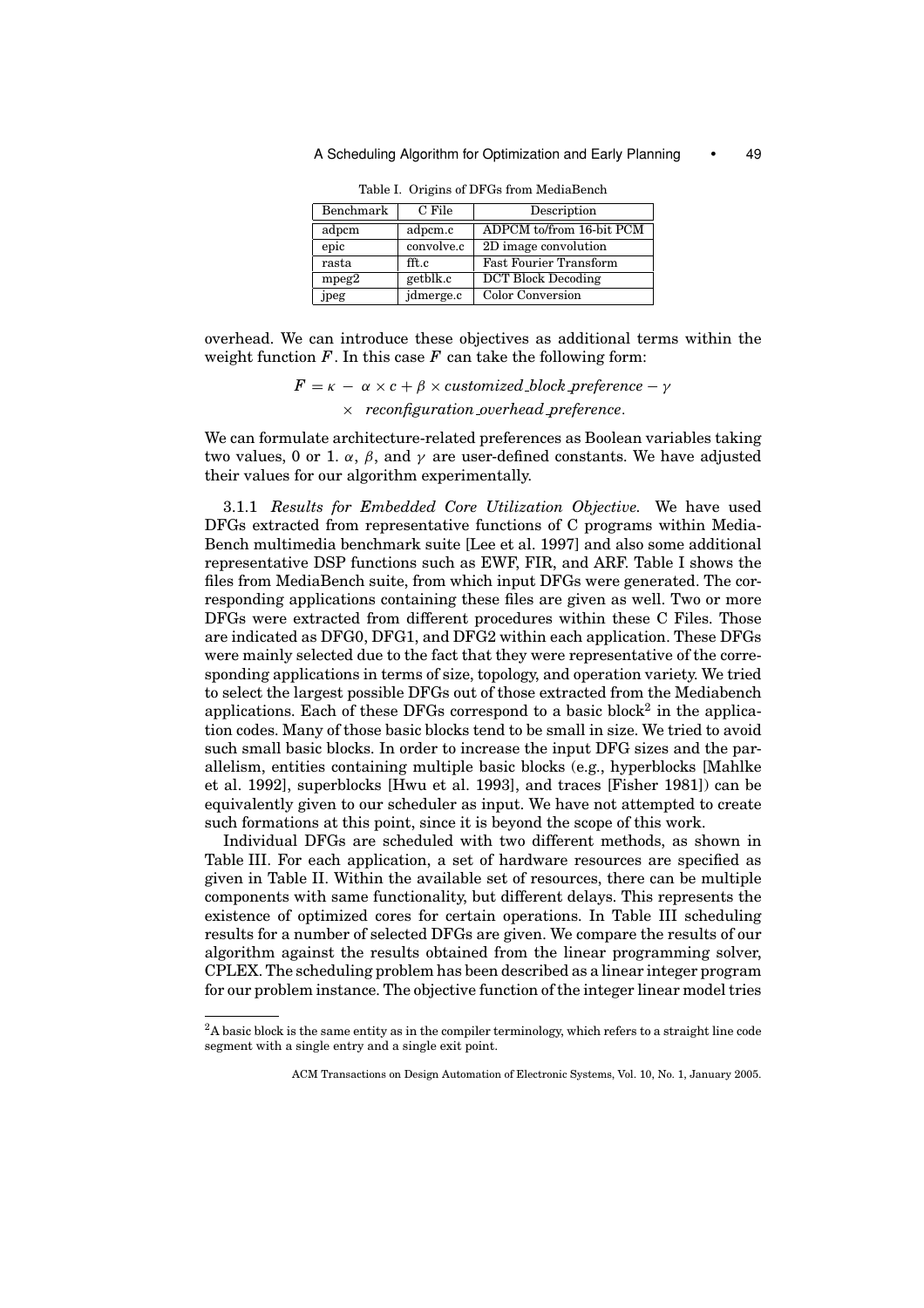Table I. Origins of DFGs from MediaBench

| Benchmark | C File | Description |
|---|---|---|
| adpcm | adpcm.c | ADPCM to/from 16-bit PCM |
| epic | convolve.c | 2D image convolution |
| rasta | fft.c | Fast Fourier Transform |
| mpeg2 | getblk.c | DCT Block Decoding |
| jpeg | jdmerge.c | Color Conversion |

overhead. We can introduce these objectives as additional terms within the weight function $F$. In this case $F$ can take the following form:

$$F = \kappa - \alpha \times c + \beta \times \mathit{customized\_block\_preference} - \gamma \times \mathit{reconfiguration\_overhead\_preference}.$$

We can formulate architecture-related preferences as Boolean variables taking two values, 0 or 1. $\alpha$, $\beta$, and $\gamma$ are user-defined constants. We have adjusted their values for our algorithm experimentally.

3.1.1 *Results for Embedded Core Utilization Objective.* We have used DFGs extracted from representative functions of C programs within MediaBench multimedia benchmark suite [Lee et al. 1997] and also some additional representative DSP functions such as EWF, FIR, and ARF. Table I shows the files from MediaBench suite, from which input DFGs were generated. The corresponding applications containing these files are given as well. Two or more DFGs were extracted from different procedures within these C Files. Those are indicated as DFG0, DFG1, and DFG2 within each application. These DFGs were mainly selected due to the fact that they were representative of the corresponding applications in terms of size, topology, and operation variety. We tried to select the largest possible DFGs out of those extracted from the Mediabench applications. Each of these DFGs correspond to a basic block[2] in the application codes. Many of those basic blocks tend to be small in size. We tried to avoid such small basic blocks. In order to increase the input DFG sizes and the parallelism, entities containing multiple basic blocks (e.g., hyperblocks [Mahlke et al. 1992], superblocks [Hwu et al. 1993], and traces [Fisher 1981]) can be equivalently given to our scheduler as input. We have not attempted to create such formations at this point, since it is beyond the scope of this work.

Individual DFGs are scheduled with two different methods, as shown in Table III. For each application, a set of hardware resources are specified as given in Table II. Within the available set of resources, there can be multiple components with same functionality, but different delays. This represents the existence of optimized cores for certain operations. In Table III scheduling results for a number of selected DFGs are given. We compare the results of our algorithm against the results obtained from the linear programming solver, CPLEX. The scheduling problem has been described as a linear integer program for our problem instance. The objective function of the integer linear model tries

[2] A basic block is the same entity as in the compiler terminology, which refers to a straight line code segment with a single entry and a single exit point.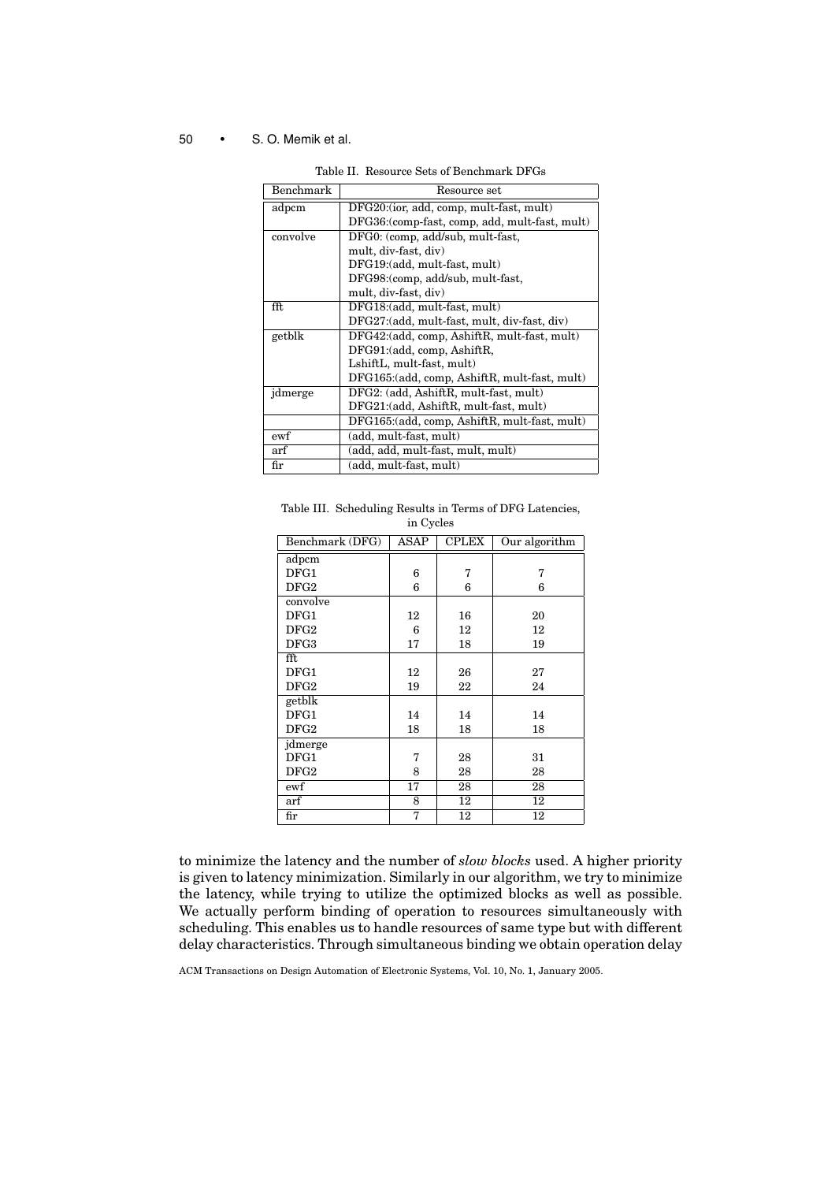Table II. Resource Sets of Benchmark DFGs

| Benchmark | Resource set |
|---|---|
| adpcm | DFG20:(ior, add, comp, mult-fast, mult) |
| | DFG36:(comp-fast, comp, add, mult-fast, mult) |
| convolve | DFG0: (comp, add/sub, mult-fast, mult, div-fast, div) |
| | DFG19:(add, mult-fast, mult) |
| | DFG98:(comp, add/sub, mult-fast, mult, div-fast, div) |
| fft | DFG18:(add, mult-fast, mult) |
| | DFG27:(add, mult-fast, mult, div-fast, div) |
| getblk | DFG42:(add, comp, AshiftR, mult-fast, mult) |
| | DFG91:(add, comp, AshiftR, LshiftL, mult-fast, mult) |
| | DFG165:(add, comp, AshiftR, mult-fast, mult) |
| jdmerge | DFG2: (add, AshiftR, mult-fast, mult) |
| | DFG21:(add, AshiftR, mult-fast, mult) |
| | DFG165:(add, comp, AshiftR, mult-fast, mult) |
| ewf | (add, mult-fast, mult) |
| arf | (add, add, mult-fast, mult, mult) |
| fir | (add, mult-fast, mult) |

Table III. Scheduling Results in Terms of DFG Latencies, in Cycles

| Benchmark (DFG) | ASAP | CPLEX | Our algorithm |
|---|---|---|---|
| adpcm | | | |
| DFG1 | 6 | 7 | 7 |
| DFG2 | 6 | 6 | 6 |
| convolve | | | |
| DFG1 | 12 | 16 | 20 |
| DFG2 | 6 | 12 | 12 |
| DFG3 | 17 | 18 | 19 |
| fft | | | |
| DFG1 | 12 | 26 | 27 |
| DFG2 | 19 | 22 | 24 |
| getblk | | | |
| DFG1 | 14 | 14 | 14 |
| DFG2 | 18 | 18 | 18 |
| jdmerge | | | |
| DFG1 | 7 | 28 | 31 |
| DFG2 | 8 | 28 | 28 |
| ewf | 17 | 28 | 28 |
| arf | 8 | 12 | 12 |
| fir | 7 | 12 | 12 |

to minimize the latency and the number of *slow blocks* used. A higher priority is given to latency minimization. Similarly in our algorithm, we try to minimize the latency, while trying to utilize the optimized blocks as well as possible. We actually perform binding of operation to resources simultaneously with scheduling. This enables us to handle resources of same type but with different delay characteristics. Through simultaneous binding we obtain operation delay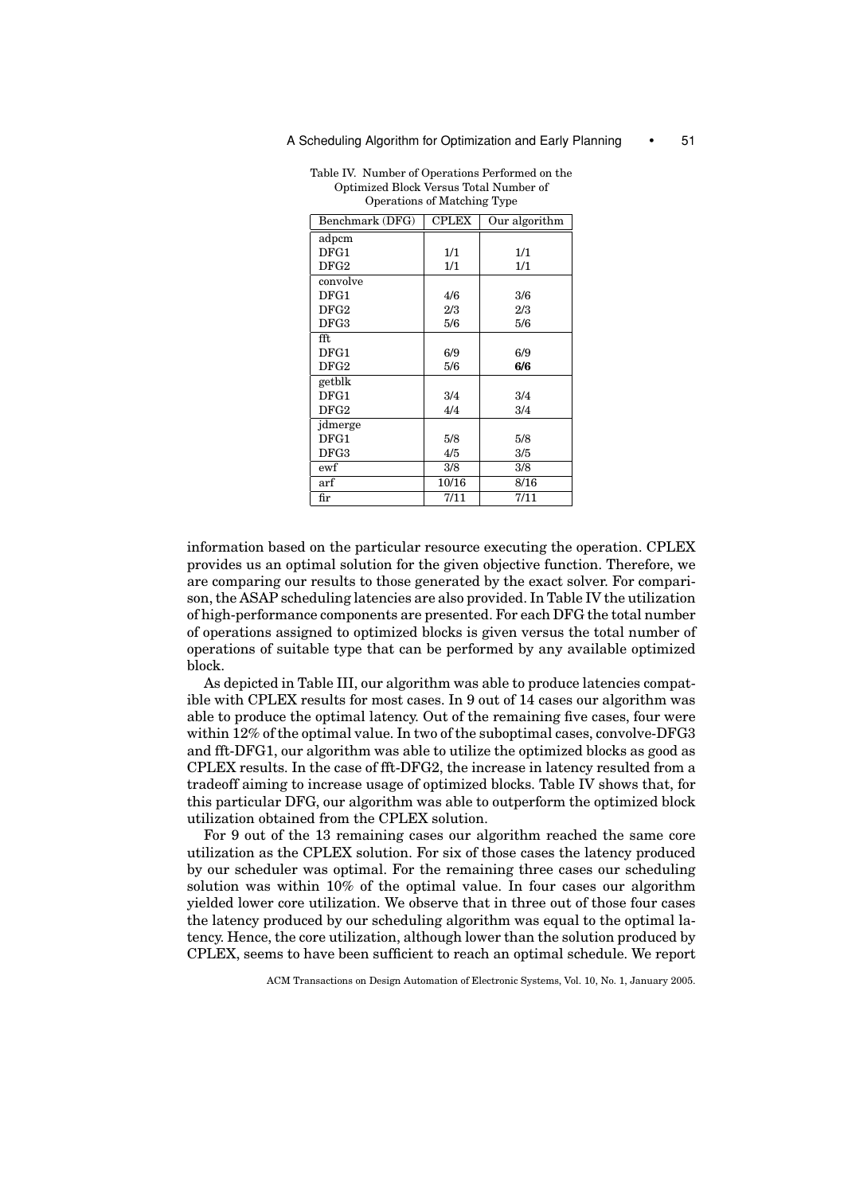Table IV. Number of Operations Performed on the Optimized Block Versus Total Number of Operations of Matching Type

| Benchmark (DFG) | CPLEX | Our algorithm |
|---|---|---|
| adpcm | | |
| DFG1 | 1/1 | 1/1 |
| DFG2 | 1/1 | 1/1 |
| convolve | | |
| DFG1 | 4/6 | 3/6 |
| DFG2 | 2/3 | 2/3 |
| DFG3 | 5/6 | 5/6 |
| fft | | |
| DFG1 | 6/9 | 6/9 |
| DFG2 | 5/6 | **6/6** |
| getblk | | |
| DFG1 | 3/4 | 3/4 |
| DFG2 | 4/4 | 3/4 |
| jdmerge | | |
| DFG1 | 5/8 | 5/8 |
| DFG3 | 4/5 | 3/5 |
| ewf | 3/8 | 3/8 |
| arf | 10/16 | 8/16 |
| fir | 7/11 | 7/11 |

information based on the particular resource executing the operation. CPLEX provides us an optimal solution for the given objective function. Therefore, we are comparing our results to those generated by the exact solver. For comparison, the ASAP scheduling latencies are also provided. In Table IV the utilization of high-performance components are presented. For each DFG the total number of operations assigned to optimized blocks is given versus the total number of operations of suitable type that can be performed by any available optimized block.

As depicted in Table III, our algorithm was able to produce latencies compatible with CPLEX results for most cases. In 9 out of 14 cases our algorithm was able to produce the optimal latency. Out of the remaining five cases, four were within 12% of the optimal value. In two of the suboptimal cases, convolve-DFG3 and fft-DFG1, our algorithm was able to utilize the optimized blocks as good as CPLEX results. In the case of fft-DFG2, the increase in latency resulted from a tradeoff aiming to increase usage of optimized blocks. Table IV shows that, for this particular DFG, our algorithm was able to outperform the optimized block utilization obtained from the CPLEX solution.

For 9 out of the 13 remaining cases our algorithm reached the same core utilization as the CPLEX solution. For six of those cases the latency produced by our scheduler was optimal. For the remaining three cases our scheduling solution was within 10% of the optimal value. In four cases our algorithm yielded lower core utilization. We observe that in three out of those four cases the latency produced by our scheduling algorithm was equal to the optimal latency. Hence, the core utilization, although lower than the solution produced by CPLEX, seems to have been sufficient to reach an optimal schedule. We report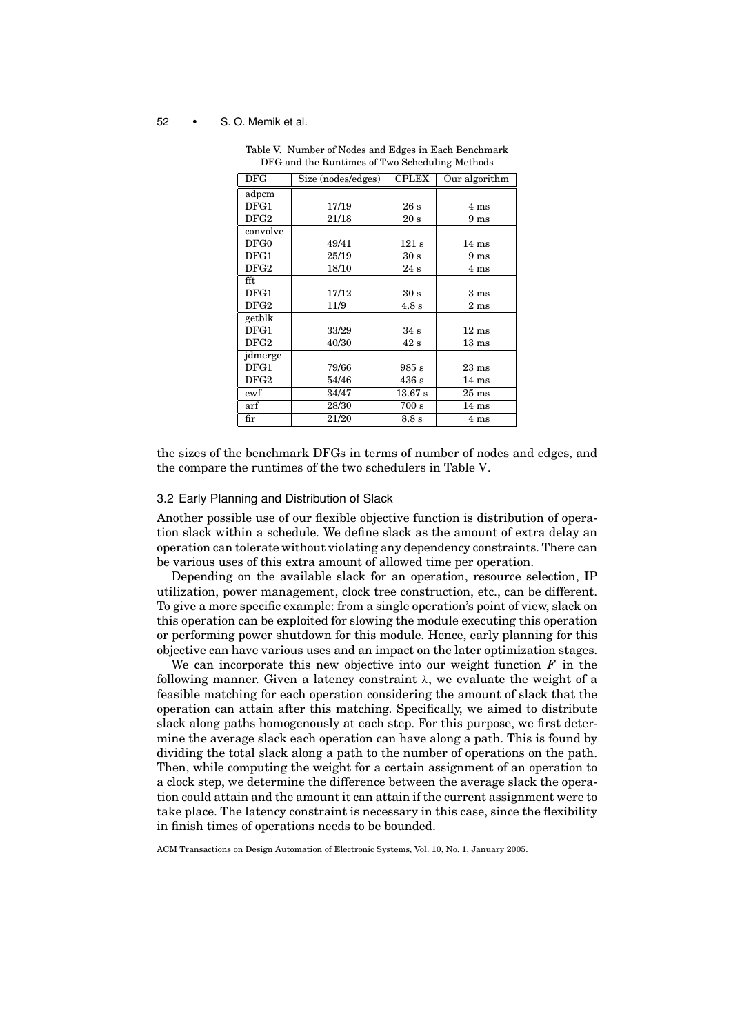Table V. Number of Nodes and Edges in Each Benchmark DFG and the Runtimes of Two Scheduling Methods

| DFG | Size (nodes/edges) | CPLEX | Our algorithm |
|---|---|---|---|
| adpcm | | | |
| DFG1 | 17/19 | 26 s | 4 ms |
| DFG2 | 21/18 | 20 s | 9 ms |
| convolve | | | |
| DFG0 | 49/41 | 121 s | 14 ms |
| DFG1 | 25/19 | 30 s | 9 ms |
| DFG2 | 18/10 | 24 s | 4 ms |
| fft | | | |
| DFG1 | 17/12 | 30 s | 3 ms |
| DFG2 | 11/9 | 4.8 s | 2 ms |
| getblk | | | |
| DFG1 | 33/29 | 34 s | 12 ms |
| DFG2 | 40/30 | 42 s | 13 ms |
| jdmerge | | | |
| DFG1 | 79/66 | 985 s | 23 ms |
| DFG2 | 54/46 | 436 s | 14 ms |
| ewf | 34/47 | 13.67 s | 25 ms |
| arf | 28/30 | 700 s | 14 ms |
| fir | 21/20 | 8.8 s | 4 ms |

the sizes of the benchmark DFGs in terms of number of nodes and edges, and the compare the runtimes of the two schedulers in Table V.

### 3.2 Early Planning and Distribution of Slack

Another possible use of our flexible objective function is distribution of operation slack within a schedule. We define slack as the amount of extra delay an operation can tolerate without violating any dependency constraints. There can be various uses of this extra amount of allowed time per operation.

Depending on the available slack for an operation, resource selection, IP utilization, power management, clock tree construction, etc., can be different. To give a more specific example: from a single operation's point of view, slack on this operation can be exploited for slowing the module executing this operation or performing power shutdown for this module. Hence, early planning for this objective can have various uses and an impact on the later optimization stages.

We can incorporate this new objective into our weight function $F$ in the following manner. Given a latency constraint $\lambda$, we evaluate the weight of a feasible matching for each operation considering the amount of slack that the operation can attain after this matching. Specifically, we aimed to distribute slack along paths homogenously at each step. For this purpose, we first determine the average slack each operation can have along a path. This is found by dividing the total slack along a path to the number of operations on the path. Then, while computing the weight for a certain assignment of an operation to a clock step, we determine the difference between the average slack the operation could attain and the amount it can attain if the current assignment were to take place. The latency constraint is necessary in this case, since the flexibility in finish times of operations needs to be bounded.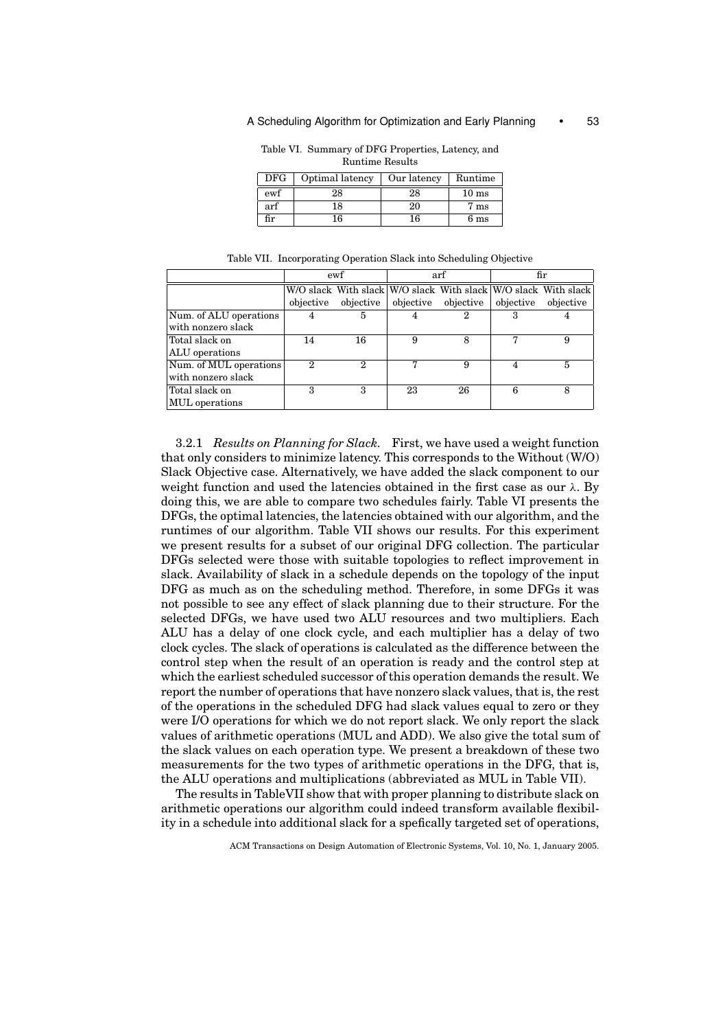Table VI. Summary of DFG Properties, Latency, and Runtime Results

| DFG | Optimal latency | Our latency | Runtime |
|---|---|---|---|
| ewf | 28 | 28 | 10 ms |
| arf | 18 | 20 | 7 ms |
| fir | 16 | 16 | 6 ms |

Table VII. Incorporating Operation Slack into Scheduling Objective

| | ewf | | arf | | fir | |
|---|---|---|---|---|---|---|
| | W/O slack objective | With slack objective | W/O slack objective | With slack objective | W/O slack objective | With slack objective |
| Num. of ALU operations with nonzero slack | 4 | 5 | 4 | 2 | 3 | 4 |
| Total slack on ALU operations | 14 | 16 | 9 | 8 | 7 | 9 |
| Num. of MUL operations with nonzero slack | 2 | 2 | 7 | 9 | 4 | 5 |
| Total slack on MUL operations | 3 | 3 | 23 | 26 | 6 | 8 |

3.2.1 *Results on Planning for Slack.* First, we have used a weight function that only considers to minimize latency. This corresponds to the Without (W/O) Slack Objective case. Alternatively, we have added the slack component to our weight function and used the latencies obtained in the first case as our $\lambda$. By doing this, we are able to compare two schedules fairly. Table VI presents the DFGs, the optimal latencies, the latencies obtained with our algorithm, and the runtimes of our algorithm. Table VII shows our results. For this experiment we present results for a subset of our original DFG collection. The particular DFGs selected were those with suitable topologies to reflect improvement in slack. Availability of slack in a schedule depends on the topology of the input DFG as much as on the scheduling method. Therefore, in some DFGs it was not possible to see any effect of slack planning due to their structure. For the selected DFGs, we have used two ALU resources and two multipliers. Each ALU has a delay of one clock cycle, and each multiplier has a delay of two clock cycles. The slack of operations is calculated as the difference between the control step when the result of an operation is ready and the control step at which the earliest scheduled successor of this operation demands the result. We report the number of operations that have nonzero slack values, that is, the rest of the operations in the scheduled DFG had slack values equal to zero or they were I/O operations for which we do not report slack. We only report the slack values of arithmetic operations (MUL and ADD). We also give the total sum of the slack values on each operation type. We present a breakdown of these two measurements for the two types of arithmetic operations in the DFG, that is, the ALU operations and multiplications (abbreviated as MUL in Table VII).

The results in TableVII show that with proper planning to distribute slack on arithmetic operations our algorithm could indeed transform available flexibility in a schedule into additional slack for a spefically targeted set of operations,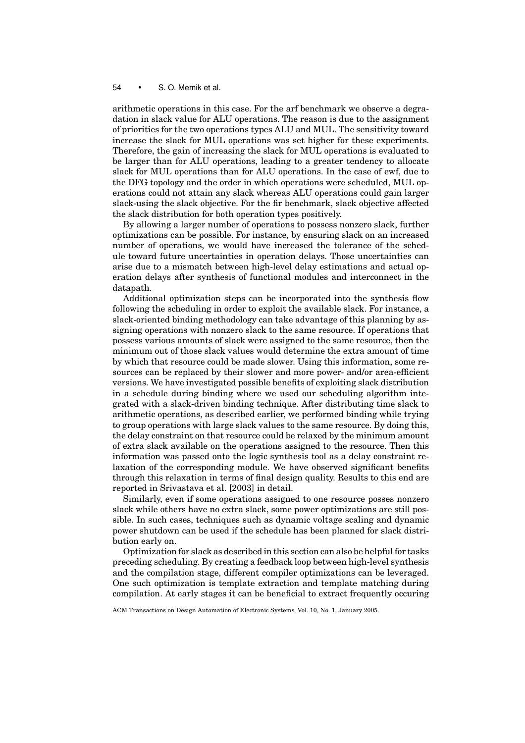arithmetic operations in this case. For the arf benchmark we observe a degradation in slack value for ALU operations. The reason is due to the assignment of priorities for the two operations types ALU and MUL. The sensitivity toward increase the slack for MUL operations was set higher for these experiments. Therefore, the gain of increasing the slack for MUL operations is evaluated to be larger than for ALU operations, leading to a greater tendency to allocate slack for MUL operations than for ALU operations. In the case of ewf, due to the DFG topology and the order in which operations were scheduled, MUL operations could not attain any slack whereas ALU operations could gain larger slack-using the slack objective. For the fir benchmark, slack objective affected the slack distribution for both operation types positively.

By allowing a larger number of operations to possess nonzero slack, further optimizations can be possible. For instance, by ensuring slack on an increased number of operations, we would have increased the tolerance of the schedule toward future uncertainties in operation delays. Those uncertainties can arise due to a mismatch between high-level delay estimations and actual operation delays after synthesis of functional modules and interconnect in the datapath.

Additional optimization steps can be incorporated into the synthesis flow following the scheduling in order to exploit the available slack. For instance, a slack-oriented binding methodology can take advantage of this planning by assigning operations with nonzero slack to the same resource. If operations that possess various amounts of slack were assigned to the same resource, then the minimum out of those slack values would determine the extra amount of time by which that resource could be made slower. Using this information, some resources can be replaced by their slower and more power- and/or area-efficient versions. We have investigated possible benefits of exploiting slack distribution in a schedule during binding where we used our scheduling algorithm integrated with a slack-driven binding technique. After distributing time slack to arithmetic operations, as described earlier, we performed binding while trying to group operations with large slack values to the same resource. By doing this, the delay constraint on that resource could be relaxed by the minimum amount of extra slack available on the operations assigned to the resource. Then this information was passed onto the logic synthesis tool as a delay constraint relaxation of the corresponding module. We have observed significant benefits through this relaxation in terms of final design quality. Results to this end are reported in Srivastava et al. [2003] in detail.

Similarly, even if some operations assigned to one resource posses nonzero slack while others have no extra slack, some power optimizations are still possible. In such cases, techniques such as dynamic voltage scaling and dynamic power shutdown can be used if the schedule has been planned for slack distribution early on.

Optimization for slack as described in this section can also be helpful for tasks preceding scheduling. By creating a feedback loop between high-level synthesis and the compilation stage, different compiler optimizations can be leveraged. One such optimization is template extraction and template matching during compilation. At early stages it can be beneficial to extract frequently occuring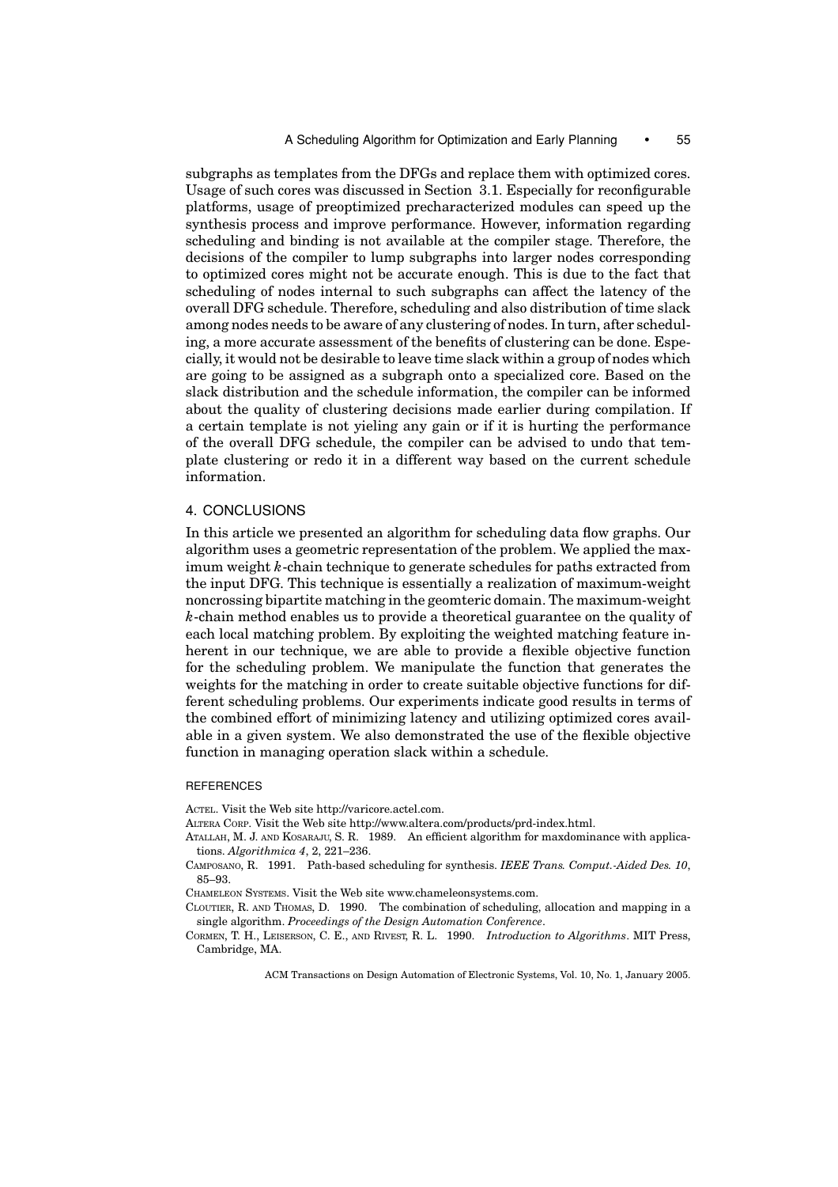subgraphs as templates from the DFGs and replace them with optimized cores. Usage of such cores was discussed in Section 3.1. Especially for reconfigurable platforms, usage of preoptimized precharacterized modules can speed up the synthesis process and improve performance. However, information regarding scheduling and binding is not available at the compiler stage. Therefore, the decisions of the compiler to lump subgraphs into larger nodes corresponding to optimized cores might not be accurate enough. This is due to the fact that scheduling of nodes internal to such subgraphs can affect the latency of the overall DFG schedule. Therefore, scheduling and also distribution of time slack among nodes needs to be aware of any clustering of nodes. In turn, after scheduling, a more accurate assessment of the benefits of clustering can be done. Especially, it would not be desirable to leave time slack within a group of nodes which are going to be assigned as a subgraph onto a specialized core. Based on the slack distribution and the schedule information, the compiler can be informed about the quality of clustering decisions made earlier during compilation. If a certain template is not yielding any gain or if it is hurting the performance of the overall DFG schedule, the compiler can be advised to undo that template clustering or redo it in a different way based on the current schedule information.

## 4. CONCLUSIONS

In this article we presented an algorithm for scheduling data flow graphs. Our algorithm uses a geometric representation of the problem. We applied the maximum weight $k$-chain technique to generate schedules for paths extracted from the input DFG. This technique is essentially a realization of maximum-weight noncrossing bipartite matching in the geomteric domain. The maximum-weight $k$-chain method enables us to provide a theoretical guarantee on the quality of each local matching problem. By exploiting the weighted matching feature inherent in our technique, we are able to provide a flexible objective function for the scheduling problem. We manipulate the function that generates the weights for the matching in order to create suitable objective functions for different scheduling problems. Our experiments indicate good results in terms of the combined effort of minimizing latency and utilizing optimized cores available in a given system. We also demonstrated the use of the flexible objective function in managing operation slack within a schedule.

## REFERENCES

ACTEL. Visit the Web site http://varicore.actel.com.

ALTERA CORP. Visit the Web site http://www.altera.com/products/prd-index.html.

ATALLAH, M. J. AND KOSARAJU, S. R. 1989. An efficient algorithm for maxdominance with applications. *Algorithmica 4*, 2, 221–236.

CAMPOSANO, R. 1991. Path-based scheduling for synthesis. *IEEE Trans. Comput.-Aided Des. 10*, 85–93.

CHAMELEON SYSTEMS. Visit the Web site www.chameleonsystems.com.

CLOUTIER, R. AND THOMAS, D. 1990. The combination of scheduling, allocation and mapping in a single algorithm. *Proceedings of the Design Automation Conference*.

CORMEN, T. H., LEISERSON, C. E., AND RIVEST, R. L. 1990. *Introduction to Algorithms*. MIT Press, Cambridge, MA.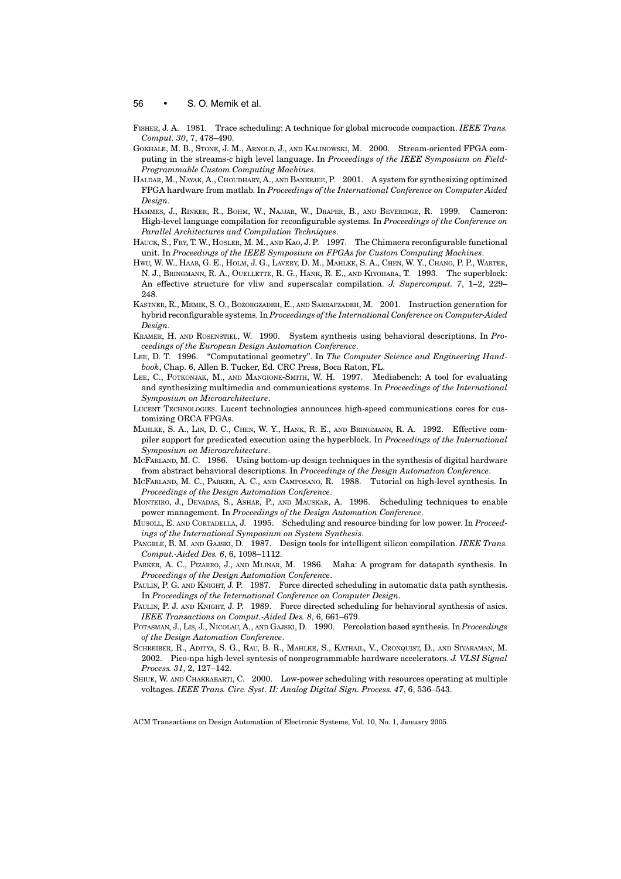Fisher, J. A. 1981. Trace scheduling: A technique for global microcode compaction. *IEEE Trans. Comput. 30*, 7, 478–490.

Gokhale, M. B., Stone, J. M., Arnold, J., and Kalinowski, M. 2000. Stream-oriented FPGA computing in the streams-c high level language. In *Proceedings of the IEEE Symposium on Field-Programmable Custom Computing Machines*.

Haldar, M., Nayak, A., Choudhary, A., and Banerjee, P. 2001. A system for synthesizing optimized FPGA hardware from matlab. In *Proceedings of the International Conference on Computer Aided Design*.

Hammes, J., Rinker, R., Bohm, W., Najjar, W., Draper, B., and Beveridge, R. 1999. Cameron: High-level language compilation for reconfigurable systems. In *Proceedings of the Conference on Parallel Architectures and Compilation Techniques*.

Hauck, S., Fry, T. W., Hosler, M. M., and Kao, J. P. 1997. The Chimaera reconfigurable functional unit. In *Proceedings of the IEEE Symposium on FPGAs for Custom Computing Machines*.

Hwu, W. W., Haab, G. E., Holm, J. G., Lavery, D. M., Mahlke, S. A., Chen, W. Y., Chang, P. P., Warter, N. J., Bringmann, R. A., Ouellette, R. G., Hank, R. E., and Kiyohara, T. 1993. The superblock: An effective structure for vliw and superscalar compilation. *J. Supercomput. 7*, 1–2, 229–248.

Kastner, R., Memik, S. O., Bozorgzadeh, E., and Sarrafzadeh, M. 2001. Instruction generation for hybrid reconfigurable systems. In *Proceedings of the International Conference on Computer-Aided Design*.

Kramer, H. and Rosenstiel, W. 1990. System synthesis using behavioral descriptions. In *Proceedings of the European Design Automation Conference*.

Lee, D. T. 1996. "Computational geometry". In *The Computer Science and Engineering Handbook*, Chap. 6, Allen B. Tucker, Ed. CRC Press, Boca Raton, FL.

Lee, C., Potkonjak, M., and Mangione-Smith, W. H. 1997. Mediabench: A tool for evaluating and synthesizing multimedia and communications systems. In *Proceedings of the International Symposium on Microarchitecture*.

Lucent Technologies. Lucent technologies announces high-speed communications cores for customizing ORCA FPGAs.

Mahlke, S. A., Lin, D. C., Chen, W. Y., Hank, R. E., and Bringmann, R. A. 1992. Effective compiler support for predicated execution using the hyperblock. In *Proceedings of the International Symposium on Microarchitecture*.

McFarland, M. C. 1986. Using bottom-up design techniques in the synthesis of digital hardware from abstract behavioral descriptions. In *Proceedings of the Design Automation Conference*.

McFarland, M. C., Parker, A. C., and Camposano, R. 1988. Tutorial on high-level synthesis. In *Proceedings of the Design Automation Conference*.

Monteiro, J., Devadas, S., Ashar, P., and Mauskar, A. 1996. Scheduling techniques to enable power management. In *Proceedings of the Design Automation Conference*.

Musoll, E. and Cortadella, J. 1995. Scheduling and resource binding for low power. In *Proceedings of the International Symposium on System Synthesis*.

Pangrle, B. M. and Gajski, D. 1987. Design tools for intelligent silicon compilation. *IEEE Trans. Comput.-Aided Des. 6*, 6, 1098–1112.

Parker, A. C., Pizarro, J., and Mlinar, M. 1986. Maha: A program for datapath synthesis. In *Proceedings of the Design Automation Conference*.

Paulin, P. G. and Knight, J. P. 1987. Force directed scheduling in automatic data path synthesis. In *Proceedings of the International Conference on Computer Design*.

Paulin, P. J. and Knight, J. P. 1989. Force directed scheduling for behavioral synthesis of asics. *IEEE Transactions on Comput.-Aided Des. 8*, 6, 661–679.

Potasman, J., Lis, J., Nicolau, A., and Gajski, D. 1990. Percolation based synthesis. In *Proceedings of the Design Automation Conference*.

Schreiber, R., Aditya, S. G., Rau, B. R., Mahlke, S., Kathail, V., Cronquist, D., and Sivaraman, M. 2002. Pico-npa high-level syntesis of nonprogrammable hardware accelerators. *J. VLSI Signal Process. 31*, 2, 127–142.

Shiue, W. and Chakrabarti, C. 2000. Low-power scheduling with resources operating at multiple voltages. *IEEE Trans. Circ. Syst. II: Analog Digital Sign. Process. 47*, 6, 536–543.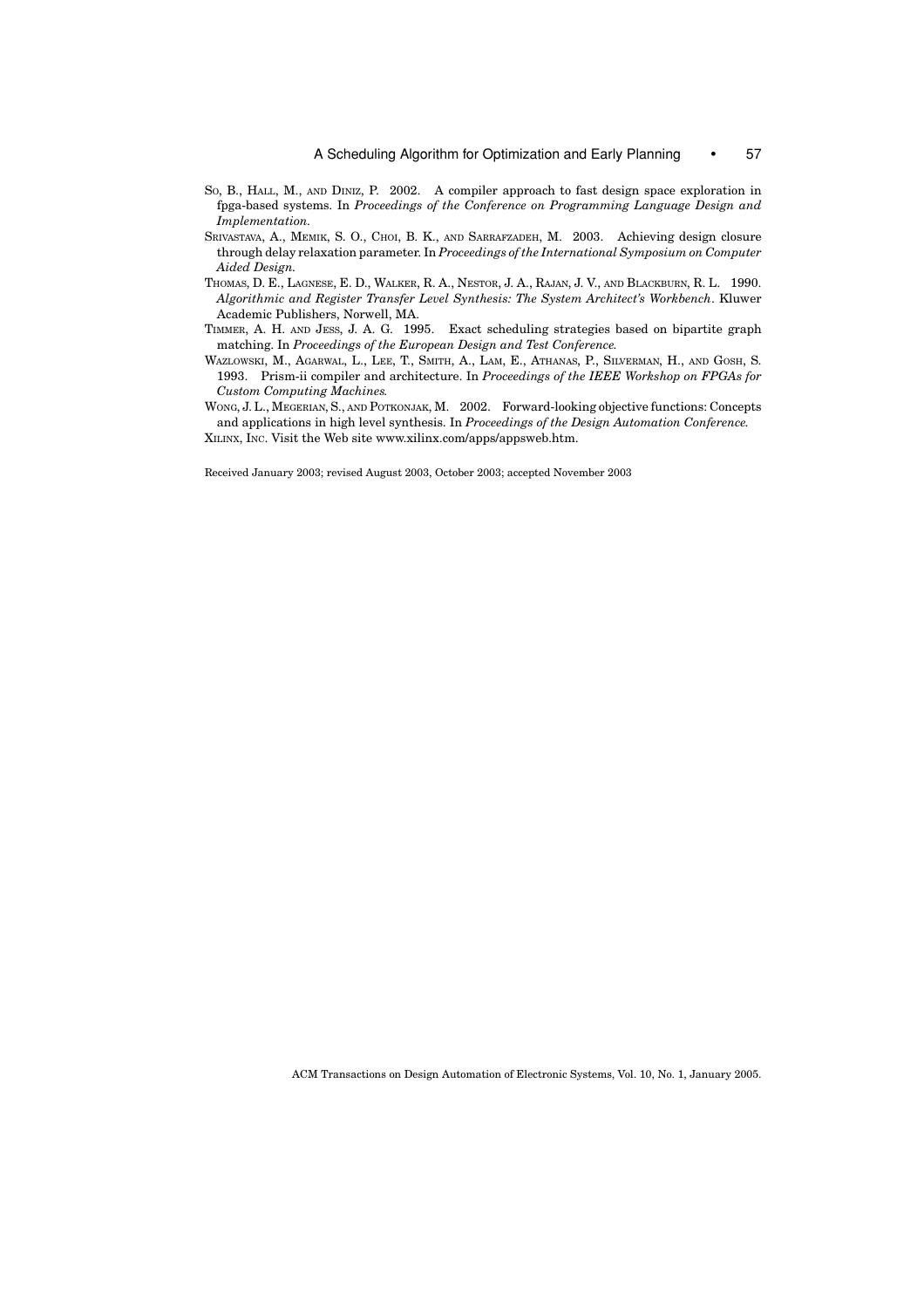SO, B., HALL, M., AND DINIZ, P. 2002. A compiler approach to fast design space exploration in fpga-based systems. In *Proceedings of the Conference on Programming Language Design and Implementation*.

SRIVASTAVA, A., MEMIK, S. O., CHOI, B. K., AND SARRAFZADEH, M. 2003. Achieving design closure through delay relaxation parameter. In *Proceedings of the International Symposium on Computer Aided Design*.

THOMAS, D. E., LAGNESE, E. D., WALKER, R. A., NESTOR, J. A., RAJAN, J. V., AND BLACKBURN, R. L. 1990. *Algorithmic and Register Transfer Level Synthesis: The System Architect's Workbench*. Kluwer Academic Publishers, Norwell, MA.

TIMMER, A. H. AND JESS, J. A. G. 1995. Exact scheduling strategies based on bipartite graph matching. In *Proceedings of the European Design and Test Conference*.

WAZLOWSKI, M., AGARWAL, L., LEE, T., SMITH, A., LAM, E., ATHANAS, P., SILVERMAN, H., AND GOSH, S. 1993. Prism-ii compiler and architecture. In *Proceedings of the IEEE Workshop on FPGAs for Custom Computing Machines*.

WONG, J. L., MEGERIAN, S., AND POTKONJAK, M. 2002. Forward-looking objective functions: Concepts and applications in high level synthesis. In *Proceedings of the Design Automation Conference*.

XILINX, INC. Visit the Web site www.xilinx.com/apps/appsweb.htm.

Received January 2003; revised August 2003, October 2003; accepted November 2003